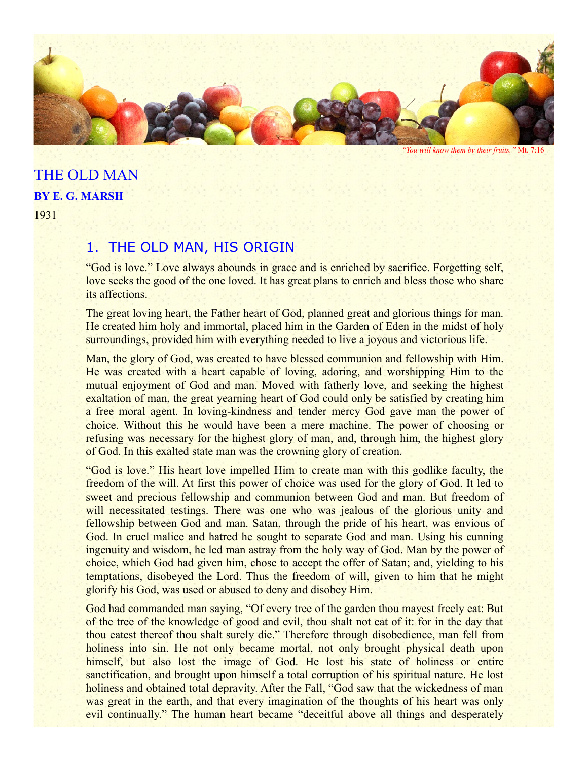*"You will know them by their fruits."* Mt. 7:16

# THE OLD MAN

**BY E. G. MARSH**

1931

## 1. THE OLD MAN, HIS ORIGIN

"God is love." Love always abounds in grace and is enriched by sacrifice. Forgetting self, love seeks the good of the one loved. It has great plans to enrich and bless those who share its affections.

The great loving heart, the Father heart of God, planned great and glorious things for man. He created him holy and immortal, placed him in the Garden of Eden in the midst of holy surroundings, provided him with everything needed to live a joyous and victorious life.

Man, the glory of God, was created to have blessed communion and fellowship with Him. He was created with a heart capable of loving, adoring, and worshipping Him to the mutual enjoyment of God and man. Moved with fatherly love, and seeking the highest exaltation of man, the great yearning heart of God could only be satisfied by creating him a free moral agent. In loving-kindness and tender mercy God gave man the power of choice. Without this he would have been a mere machine. The power of choosing or refusing was necessary for the highest glory of man, and, through him, the highest glory of God. In this exalted state man was the crowning glory of creation.

"God is love." His heart love impelled Him to create man with this godlike faculty, the freedom of the will. At first this power of choice was used for the glory of God. It led to sweet and precious fellowship and communion between God and man. But freedom of will necessitated testings. There was one who was jealous of the glorious unity and fellowship between God and man. Satan, through the pride of his heart, was envious of God. In cruel malice and hatred he sought to separate God and man. Using his cunning ingenuity and wisdom, he led man astray from the holy way of God. Man by the power of choice, which God had given him, chose to accept the offer of Satan; and, yielding to his temptations, disobeyed the Lord. Thus the freedom of will, given to him that he might glorify his God, was used or abused to deny and disobey Him.

God had commanded man saying, "Of every tree of the garden thou mayest freely eat: But of the tree of the knowledge of good and evil, thou shalt not eat of it: for in the day that thou eatest thereof thou shalt surely die." Therefore through disobedience, man fell from holiness into sin. He not only became mortal, not only brought physical death upon himself, but also lost the image of God. He lost his state of holiness or entire sanctification, and brought upon himself a total corruption of his spiritual nature. He lost holiness and obtained total depravity. After the Fall, "God saw that the wickedness of man was great in the earth, and that every imagination of the thoughts of his heart was only evil continually." The human heart became "deceitful above all things and desperately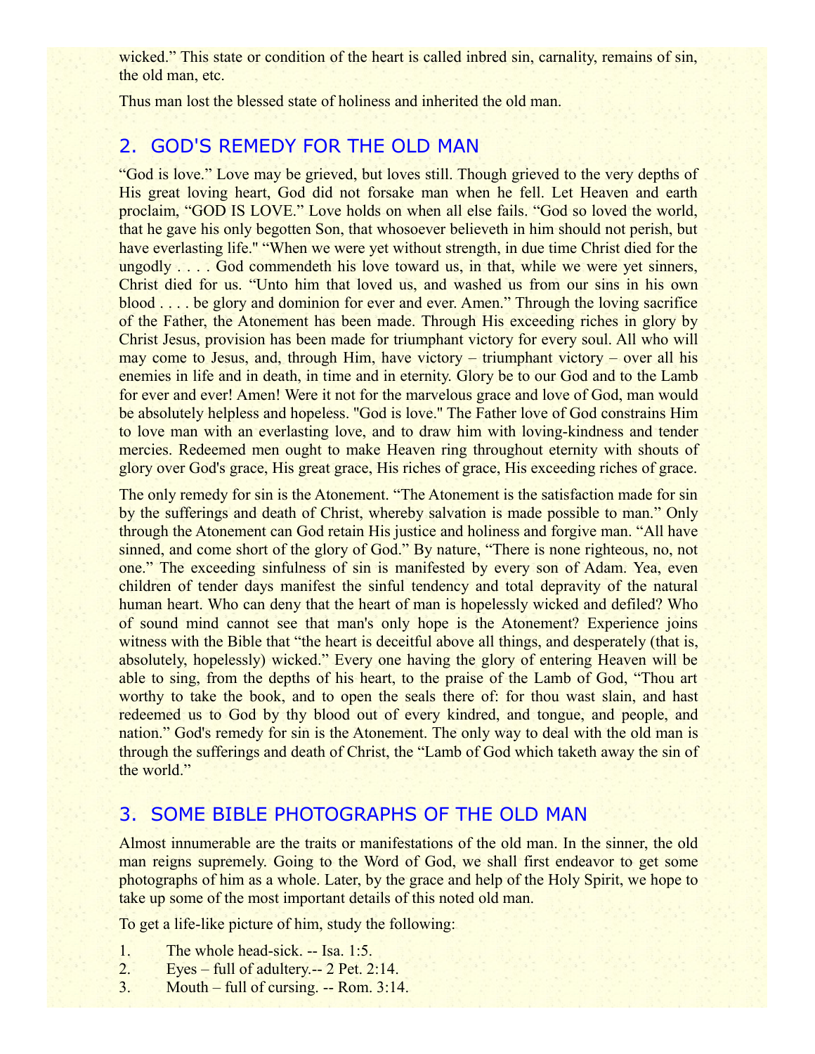wicked." This state or condition of the heart is called inbred sin, carnality, remains of sin, the old man, etc.

Thus man lost the blessed state of holiness and inherited the old man.

## 2. GOD'S REMEDY FOR THE OLD MAN

"God is love." Love may be grieved, but loves still. Though grieved to the very depths of His great loving heart, God did not forsake man when he fell. Let Heaven and earth proclaim, "GOD IS LOVE." Love holds on when all else fails. "God so loved the world, that he gave his only begotten Son, that whosoever believeth in him should not perish, but have everlasting life." "When we were yet without strength, in due time Christ died for the ungodly . . . . God commendeth his love toward us, in that, while we were yet sinners, Christ died for us. "Unto him that loved us, and washed us from our sins in his own blood . . . . be glory and dominion for ever and ever. Amen." Through the loving sacrifice of the Father, the Atonement has been made. Through His exceeding riches in glory by Christ Jesus, provision has been made for triumphant victory for every soul. All who will may come to Jesus, and, through Him, have victory – triumphant victory – over all his enemies in life and in death, in time and in eternity. Glory be to our God and to the Lamb for ever and ever! Amen! Were it not for the marvelous grace and love of God, man would be absolutely helpless and hopeless. "God is love." The Father love of God constrains Him to love man with an everlasting love, and to draw him with loving-kindness and tender mercies. Redeemed men ought to make Heaven ring throughout eternity with shouts of glory over God's grace, His great grace, His riches of grace, His exceeding riches of grace.

The only remedy for sin is the Atonement. "The Atonement is the satisfaction made for sin by the sufferings and death of Christ, whereby salvation is made possible to man." Only through the Atonement can God retain His justice and holiness and forgive man. "All have sinned, and come short of the glory of God." By nature, "There is none righteous, no, not one." The exceeding sinfulness of sin is manifested by every son of Adam. Yea, even children of tender days manifest the sinful tendency and total depravity of the natural human heart. Who can deny that the heart of man is hopelessly wicked and defiled? Who of sound mind cannot see that man's only hope is the Atonement? Experience joins witness with the Bible that "the heart is deceitful above all things, and desperately (that is, absolutely, hopelessly) wicked." Every one having the glory of entering Heaven will be able to sing, from the depths of his heart, to the praise of the Lamb of God, "Thou art worthy to take the book, and to open the seals there of: for thou wast slain, and hast redeemed us to God by thy blood out of every kindred, and tongue, and people, and nation." God's remedy for sin is the Atonement. The only way to deal with the old man is through the sufferings and death of Christ, the "Lamb of God which taketh away the sin of the world."

## 3. SOME BIBLE PHOTOGRAPHS OF THE OLD MAN

Almost innumerable are the traits or manifestations of the old man. In the sinner, the old man reigns supremely. Going to the Word of God, we shall first endeavor to get some photographs of him as a whole. Later, by the grace and help of the Holy Spirit, we hope to take up some of the most important details of this noted old man.

To get a life-like picture of him, study the following:

1. The whole head-sick. -- Isa. 1:5.
2. Eyes – full of adultery.-- 2 Pet. 2:14.
3. Mouth – full of cursing. -- Rom. 3:14.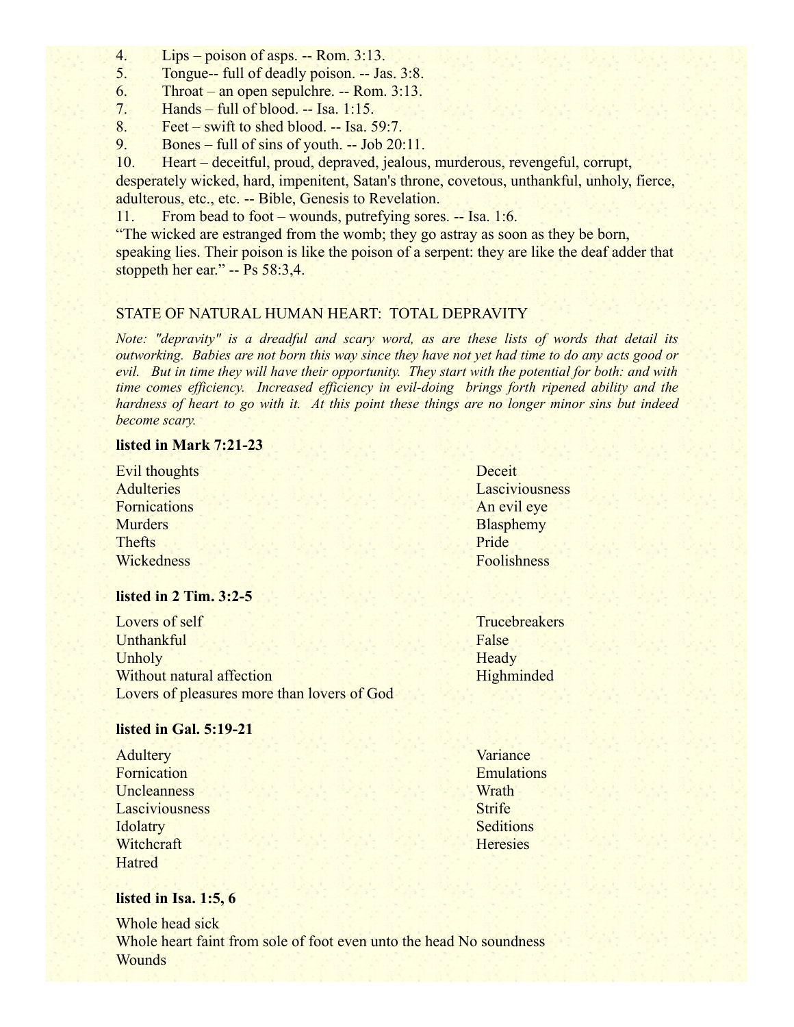4. Lips – poison of asps. -- Rom. 3:13.
5. Tongue-- full of deadly poison. -- Jas. 3:8.
6. Throat – an open sepulchre. -- Rom. 3:13.
7. Hands – full of blood. -- Isa. 1:15.
8. Feet – swift to shed blood. -- Isa. 59:7.
9. Bones – full of sins of youth. -- Job 20:11.
10. Heart – deceitful, proud, depraved, jealous, murderous, revengeful, corrupt, desperately wicked, hard, impenitent, Satan's throne, covetous, unthankful, unholy, fierce, adulterous, etc., etc. -- Bible, Genesis to Revelation.
11. From bead to foot – wounds, putrefying sores. -- Isa. 1:6.

"The wicked are estranged from the womb; they go astray as soon as they be born, speaking lies. Their poison is like the poison of a serpent: they are like the deaf adder that stoppeth her ear." -- Ps 58:3,4.

## STATE OF NATURAL HUMAN HEART: TOTAL DEPRAVITY

*Note: "depravity" is a dreadful and scary word, as are these lists of words that detail its outworking. Babies are not born this way since they have not yet had time to do any acts good or evil. But in time they will have their opportunity. They start with the potential for both: and with time comes efficiency. Increased efficiency in evil-doing brings forth ripened ability and the hardness of heart to go with it. At this point these things are no longer minor sins but indeed become scary.*

**listed in Mark 7:21-23**

Evil thoughts
Adulteries
Fornications
Murders
Thefts
Wickedness
Deceit
Lasciviousness
An evil eye
Blasphemy
Pride
Foolishness

**listed in 2 Tim. 3:2-5**

Lovers of self
Unthankful
Unholy
Without natural affection
Lovers of pleasures more than lovers of God
Trucebreakers
False
Heady
Highminded

**listed in Gal. 5:19-21**

Adultery
Fornication
Uncleanness
Lasciviousness
Idolatry
Witchcraft
Hatred
Variance
Emulations
Wrath
Strife
Seditions
Heresies

**listed in Isa. 1:5, 6**

Whole head sick
Whole heart faint from sole of foot even unto the head No soundness
Wounds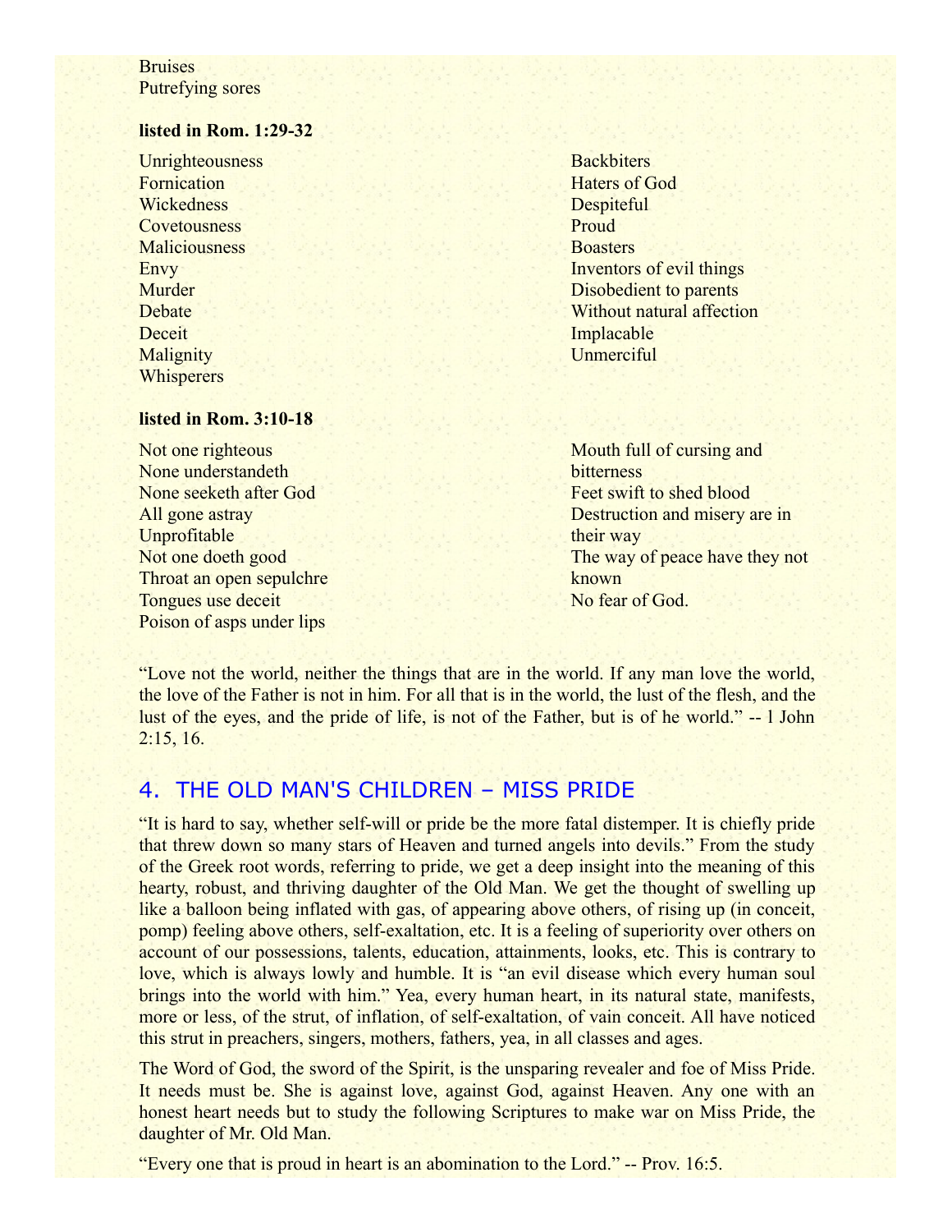Bruises
Putrefying sores

**listed in Rom. 1:29-32**

Unrighteousness
Fornication
Wickedness
Covetousness
Maliciousness
Envy
Murder
Debate
Deceit
Malignity
Whisperers
Backbiters
Haters of God
Despiteful
Proud
Boasters
Inventors of evil things
Disobedient to parents
Without natural affection
Implacable
Unmerciful

**listed in Rom. 3:10-18**

Not one righteous
None understandeth
None seeketh after God
All gone astray
Unprofitable
Not one doeth good
Throat an open sepulchre
Tongues use deceit
Poison of asps under lips
Mouth full of cursing and bitterness
Feet swift to shed blood
Destruction and misery are in their way
The way of peace have they not known
No fear of God.

"Love not the world, neither the things that are in the world. If any man love the world, the love of the Father is not in him. For all that is in the world, the lust of the flesh, and the lust of the eyes, and the pride of life, is not of the Father, but is of he world." -- 1 John 2:15, 16.

## 4. THE OLD MAN'S CHILDREN – MISS PRIDE

"It is hard to say, whether self-will or pride be the more fatal distemper. It is chiefly pride that threw down so many stars of Heaven and turned angels into devils." From the study of the Greek root words, referring to pride, we get a deep insight into the meaning of this hearty, robust, and thriving daughter of the Old Man. We get the thought of swelling up like a balloon being inflated with gas, of appearing above others, of rising up (in conceit, pomp) feeling above others, self-exaltation, etc. It is a feeling of superiority over others on account of our possessions, talents, education, attainments, looks, etc. This is contrary to love, which is always lowly and humble. It is "an evil disease which every human soul brings into the world with him." Yea, every human heart, in its natural state, manifests, more or less, of the strut, of inflation, of self-exaltation, of vain conceit. All have noticed this strut in preachers, singers, mothers, fathers, yea, in all classes and ages.

The Word of God, the sword of the Spirit, is the unsparing revealer and foe of Miss Pride. It needs must be. She is against love, against God, against Heaven. Any one with an honest heart needs but to study the following Scriptures to make war on Miss Pride, the daughter of Mr. Old Man.

"Every one that is proud in heart is an abomination to the Lord." -- Prov. 16:5.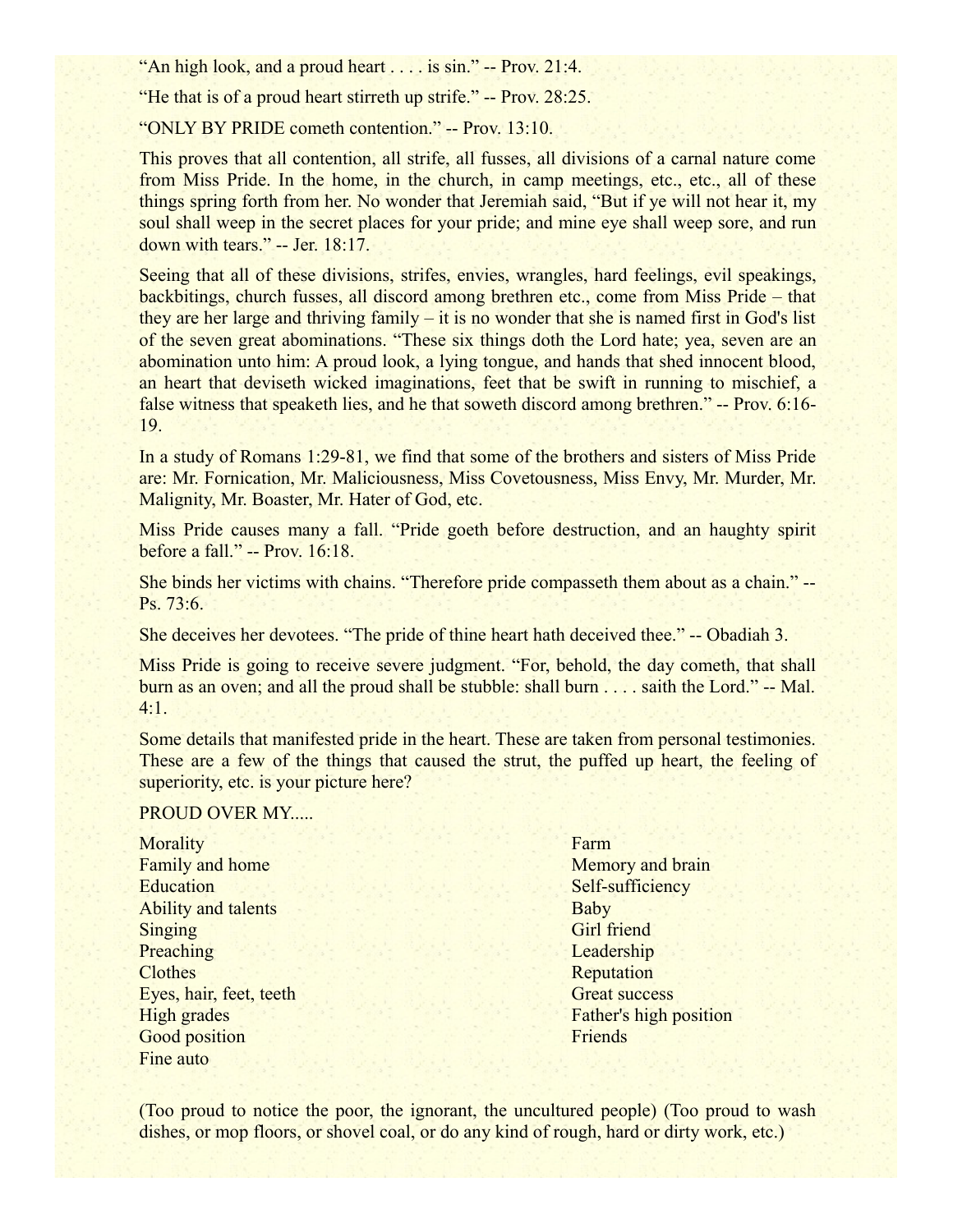"An high look, and a proud heart . . . . is sin." -- Prov. 21:4.

"He that is of a proud heart stirreth up strife." -- Prov. 28:25.

"ONLY BY PRIDE cometh contention." -- Prov. 13:10.

This proves that all contention, all strife, all fusses, all divisions of a carnal nature come from Miss Pride. In the home, in the church, in camp meetings, etc., etc., all of these things spring forth from her. No wonder that Jeremiah said, "But if ye will not hear it, my soul shall weep in the secret places for your pride; and mine eye shall weep sore, and run down with tears." -- Jer. 18:17.

Seeing that all of these divisions, strifes, envies, wrangles, hard feelings, evil speakings, backbitings, church fusses, all discord among brethren etc., come from Miss Pride – that they are her large and thriving family – it is no wonder that she is named first in God's list of the seven great abominations. "These six things doth the Lord hate; yea, seven are an abomination unto him: A proud look, a lying tongue, and hands that shed innocent blood, an heart that deviseth wicked imaginations, feet that be swift in running to mischief, a false witness that speaketh lies, and he that soweth discord among brethren." -- Prov. 6:16-19.

In a study of Romans 1:29-81, we find that some of the brothers and sisters of Miss Pride are: Mr. Fornication, Mr. Maliciousness, Miss Covetousness, Miss Envy, Mr. Murder, Mr. Malignity, Mr. Boaster, Mr. Hater of God, etc.

Miss Pride causes many a fall. "Pride goeth before destruction, and an haughty spirit before a fall." -- Prov. 16:18.

She binds her victims with chains. "Therefore pride compasseth them about as a chain." -- Ps. 73:6.

She deceives her devotees. "The pride of thine heart hath deceived thee." -- Obadiah 3.

Miss Pride is going to receive severe judgment. "For, behold, the day cometh, that shall burn as an oven; and all the proud shall be stubble: shall burn . . . . saith the Lord." -- Mal. 4:1.

Some details that manifested pride in the heart. These are taken from personal testimonies. These are a few of the things that caused the strut, the puffed up heart, the feeling of superiority, etc. is your picture here?

PROUD OVER MY.....

Morality
Family and home
Education
Ability and talents
Singing
Preaching
Clothes
Eyes, hair, feet, teeth
High grades
Good position
Fine auto
Farm
Memory and brain
Self-sufficiency
Baby
Girl friend
Leadership
Reputation
Great success
Father's high position
Friends

(Too proud to notice the poor, the ignorant, the uncultured people) (Too proud to wash dishes, or mop floors, or shovel coal, or do any kind of rough, hard or dirty work, etc.)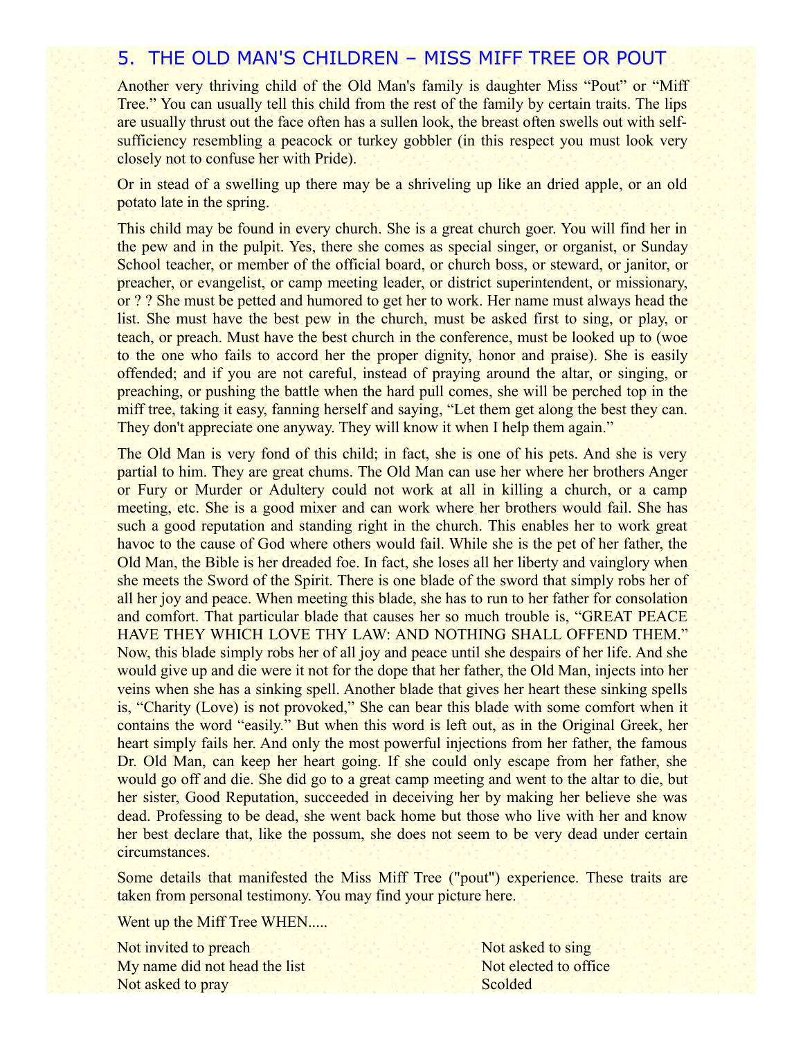## 5. THE OLD MAN'S CHILDREN – MISS MIFF TREE OR POUT

Another very thriving child of the Old Man's family is daughter Miss "Pout" or "Miff Tree." You can usually tell this child from the rest of the family by certain traits. The lips are usually thrust out the face often has a sullen look, the breast often swells out with self-sufficiency resembling a peacock or turkey gobbler (in this respect you must look very closely not to confuse her with Pride).

Or in stead of a swelling up there may be a shriveling up like an dried apple, or an old potato late in the spring.

This child may be found in every church. She is a great church goer. You will find her in the pew and in the pulpit. Yes, there she comes as special singer, or organist, or Sunday School teacher, or member of the official board, or church boss, or steward, or janitor, or preacher, or evangelist, or camp meeting leader, or district superintendent, or missionary, or ? ? She must be petted and humored to get her to work. Her name must always head the list. She must have the best pew in the church, must be asked first to sing, or play, or teach, or preach. Must have the best church in the conference, must be looked up to (woe to the one who fails to accord her the proper dignity, honor and praise). She is easily offended; and if you are not careful, instead of praying around the altar, or singing, or preaching, or pushing the battle when the hard pull comes, she will be perched top in the miff tree, taking it easy, fanning herself and saying, "Let them get along the best they can. They don't appreciate one anyway. They will know it when I help them again."

The Old Man is very fond of this child; in fact, she is one of his pets. And she is very partial to him. They are great chums. The Old Man can use her where her brothers Anger or Fury or Murder or Adultery could not work at all in killing a church, or a camp meeting, etc. She is a good mixer and can work where her brothers would fail. She has such a good reputation and standing right in the church. This enables her to work great havoc to the cause of God where others would fail. While she is the pet of her father, the Old Man, the Bible is her dreaded foe. In fact, she loses all her liberty and vainglory when she meets the Sword of the Spirit. There is one blade of the sword that simply robs her of all her joy and peace. When meeting this blade, she has to run to her father for consolation and comfort. That particular blade that causes her so much trouble is, "GREAT PEACE HAVE THEY WHICH LOVE THY LAW: AND NOTHING SHALL OFFEND THEM." Now, this blade simply robs her of all joy and peace until she despairs of her life. And she would give up and die were it not for the dope that her father, the Old Man, injects into her veins when she has a sinking spell. Another blade that gives her heart these sinking spells is, "Charity (Love) is not provoked," She can bear this blade with some comfort when it contains the word "easily." But when this word is left out, as in the Original Greek, her heart simply fails her. And only the most powerful injections from her father, the famous Dr. Old Man, can keep her heart going. If she could only escape from her father, she would go off and die. She did go to a great camp meeting and went to the altar to die, but her sister, Good Reputation, succeeded in deceiving her by making her believe she was dead. Professing to be dead, she went back home but those who live with her and know her best declare that, like the possum, she does not seem to be very dead under certain circumstances.

Some details that manifested the Miss Miff Tree ("pout") experience. These traits are taken from personal testimony. You may find your picture here.

Went up the Miff Tree WHEN.....

Not invited to preach
My name did not head the list
Not asked to pray
Not asked to sing
Not elected to office
Scolded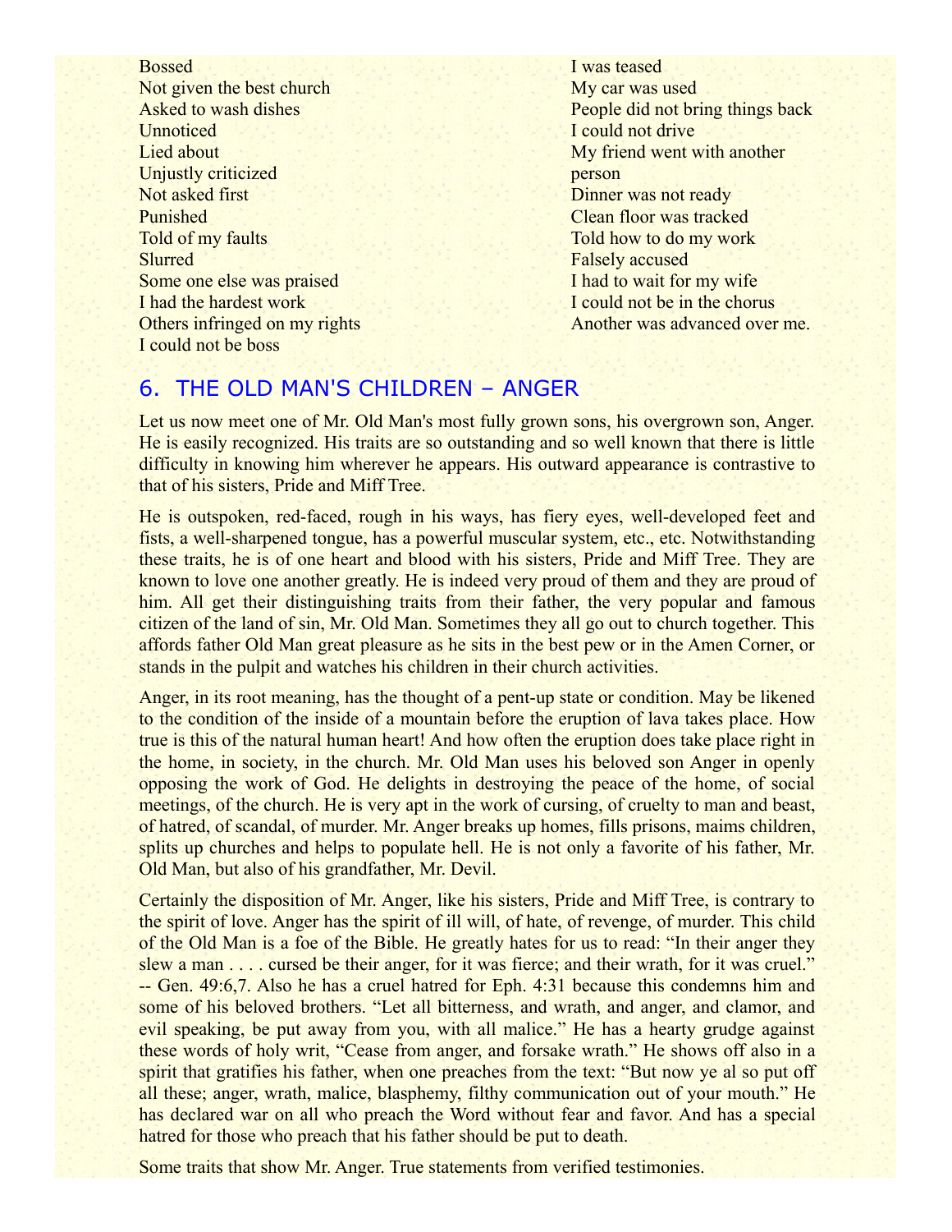Bossed
Not given the best church
Asked to wash dishes
Unnoticed
Lied about
Unjustly criticized
Not asked first
Punished
Told of my faults
Slurred
Some one else was praised
I had the hardest work
Others infringed on my rights
I could not be boss
I was teased
My car was used
People did not bring things back
I could not drive
My friend went with another person
Dinner was not ready
Clean floor was tracked
Told how to do my work
Falsely accused
I had to wait for my wife
I could not be in the chorus
Another was advanced over me.

## 6. THE OLD MAN'S CHILDREN – ANGER

Let us now meet one of Mr. Old Man's most fully grown sons, his overgrown son, Anger. He is easily recognized. His traits are so outstanding and so well known that there is little difficulty in knowing him wherever he appears. His outward appearance is contrastive to that of his sisters, Pride and Miff Tree.

He is outspoken, red-faced, rough in his ways, has fiery eyes, well-developed feet and fists, a well-sharpened tongue, has a powerful muscular system, etc., etc. Notwithstanding these traits, he is of one heart and blood with his sisters, Pride and Miff Tree. They are known to love one another greatly. He is indeed very proud of them and they are proud of him. All get their distinguishing traits from their father, the very popular and famous citizen of the land of sin, Mr. Old Man. Sometimes they all go out to church together. This affords father Old Man great pleasure as he sits in the best pew or in the Amen Corner, or stands in the pulpit and watches his children in their church activities.

Anger, in its root meaning, has the thought of a pent-up state or condition. May be likened to the condition of the inside of a mountain before the eruption of lava takes place. How true is this of the natural human heart! And how often the eruption does take place right in the home, in society, in the church. Mr. Old Man uses his beloved son Anger in openly opposing the work of God. He delights in destroying the peace of the home, of social meetings, of the church. He is very apt in the work of cursing, of cruelty to man and beast, of hatred, of scandal, of murder. Mr. Anger breaks up homes, fills prisons, maims children, splits up churches and helps to populate hell. He is not only a favorite of his father, Mr. Old Man, but also of his grandfather, Mr. Devil.

Certainly the disposition of Mr. Anger, like his sisters, Pride and Miff Tree, is contrary to the spirit of love. Anger has the spirit of ill will, of hate, of revenge, of murder. This child of the Old Man is a foe of the Bible. He greatly hates for us to read: "In their anger they slew a man . . . . cursed be their anger, for it was fierce; and their wrath, for it was cruel." -- Gen. 49:6,7. Also he has a cruel hatred for Eph. 4:31 because this condemns him and some of his beloved brothers. "Let all bitterness, and wrath, and anger, and clamor, and evil speaking, be put away from you, with all malice." He has a hearty grudge against these words of holy writ, "Cease from anger, and forsake wrath." He shows off also in a spirit that gratifies his father, when one preaches from the text: "But now ye al so put off all these; anger, wrath, malice, blasphemy, filthy communication out of your mouth." He has declared war on all who preach the Word without fear and favor. And has a special hatred for those who preach that his father should be put to death.

Some traits that show Mr. Anger. True statements from verified testimonies.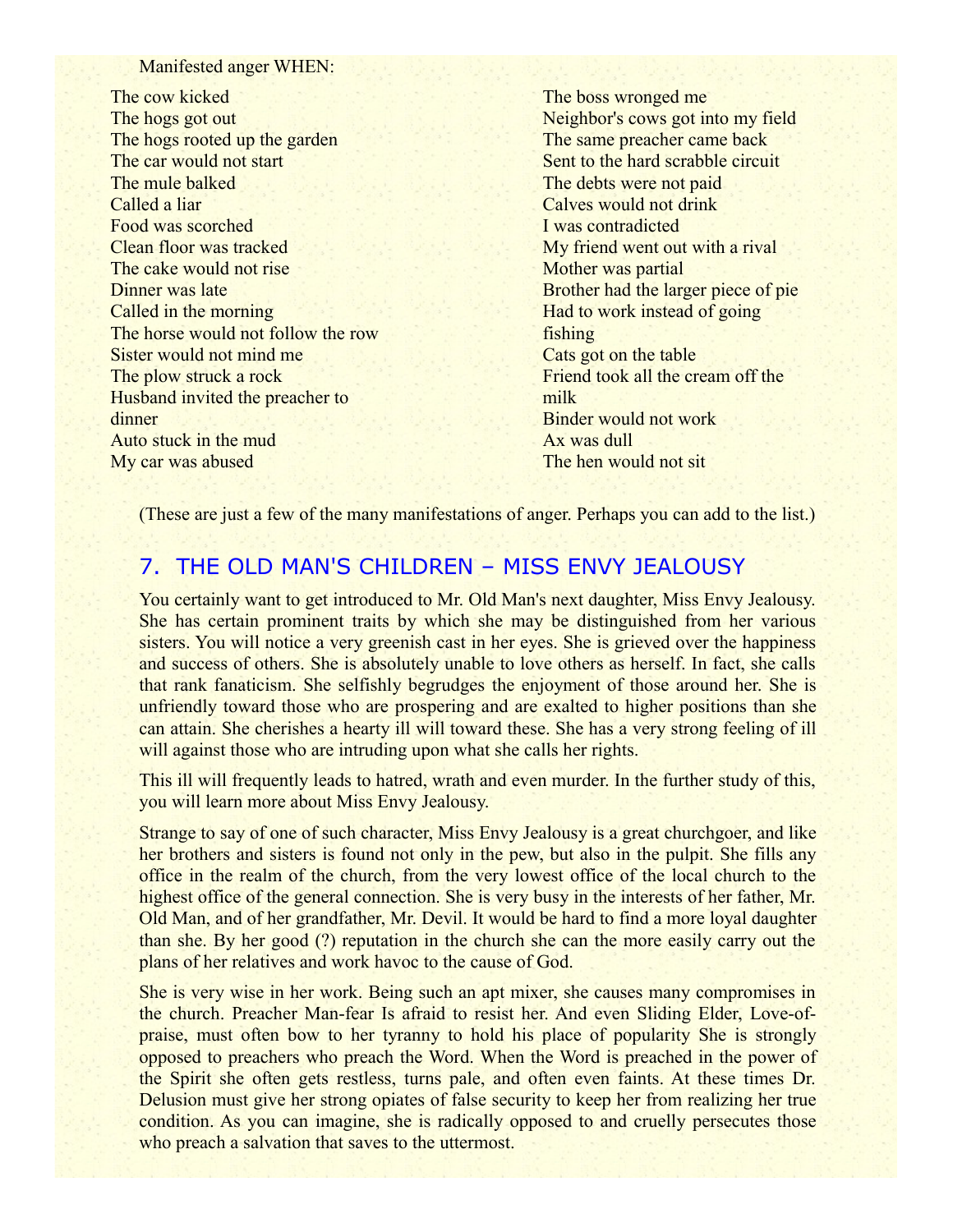Manifested anger WHEN:

The cow kicked
The hogs got out
The hogs rooted up the garden
The car would not start
The mule balked
Called a liar
Food was scorched
Clean floor was tracked
The cake would not rise
Dinner was late
Called in the morning
The horse would not follow the row
Sister would not mind me
The plow struck a rock
Husband invited the preacher to dinner
Auto stuck in the mud
My car was abused
The boss wronged me
Neighbor's cows got into my field
The same preacher came back
Sent to the hard scrabble circuit
The debts were not paid
Calves would not drink
I was contradicted
My friend went out with a rival
Mother was partial
Brother had the larger piece of pie
Had to work instead of going fishing
Cats got on the table
Friend took all the cream off the milk
Binder would not work
Ax was dull
The hen would not sit

(These are just a few of the many manifestations of anger. Perhaps you can add to the list.)

## 7. THE OLD MAN'S CHILDREN – MISS ENVY JEALOUSY

You certainly want to get introduced to Mr. Old Man's next daughter, Miss Envy Jealousy. She has certain prominent traits by which she may be distinguished from her various sisters. You will notice a very greenish cast in her eyes. She is grieved over the happiness and success of others. She is absolutely unable to love others as herself. In fact, she calls that rank fanaticism. She selfishly begrudges the enjoyment of those around her. She is unfriendly toward those who are prospering and are exalted to higher positions than she can attain. She cherishes a hearty ill will toward these. She has a very strong feeling of ill will against those who are intruding upon what she calls her rights.

This ill will frequently leads to hatred, wrath and even murder. In the further study of this, you will learn more about Miss Envy Jealousy.

Strange to say of one of such character, Miss Envy Jealousy is a great churchgoer, and like her brothers and sisters is found not only in the pew, but also in the pulpit. She fills any office in the realm of the church, from the very lowest office of the local church to the highest office of the general connection. She is very busy in the interests of her father, Mr. Old Man, and of her grandfather, Mr. Devil. It would be hard to find a more loyal daughter than she. By her good (?) reputation in the church she can the more easily carry out the plans of her relatives and work havoc to the cause of God.

She is very wise in her work. Being such an apt mixer, she causes many compromises in the church. Preacher Man-fear Is afraid to resist her. And even Sliding Elder, Love-of-praise, must often bow to her tyranny to hold his place of popularity She is strongly opposed to preachers who preach the Word. When the Word is preached in the power of the Spirit she often gets restless, turns pale, and often even faints. At these times Dr. Delusion must give her strong opiates of false security to keep her from realizing her true condition. As you can imagine, she is radically opposed to and cruelly persecutes those who preach a salvation that saves to the uttermost.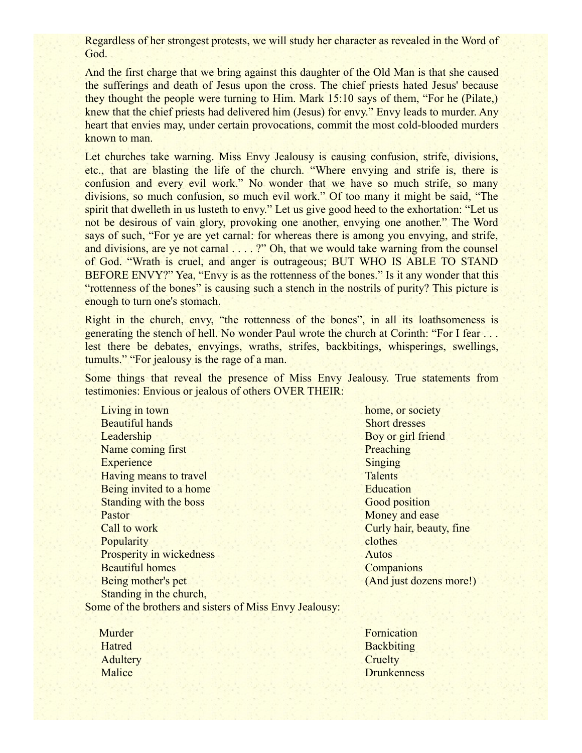Regardless of her strongest protests, we will study her character as revealed in the Word of God.

And the first charge that we bring against this daughter of the Old Man is that she caused the sufferings and death of Jesus upon the cross. The chief priests hated Jesus' because they thought the people were turning to Him. Mark 15:10 says of them, “For he (Pilate,) knew that the chief priests had delivered him (Jesus) for envy.” Envy leads to murder. Any heart that envies may, under certain provocations, commit the most cold-blooded murders known to man.

Let churches take warning. Miss Envy Jealousy is causing confusion, strife, divisions, etc., that are blasting the life of the church. “Where envying and strife is, there is confusion and every evil work.” No wonder that we have so much strife, so many divisions, so much confusion, so much evil work.” Of too many it might be said, “The spirit that dwelleth in us lusteth to envy.” Let us give good heed to the exhortation: “Let us not be desirous of vain glory, provoking one another, envying one another.” The Word says of such, “For ye are yet carnal: for whereas there is among you envying, and strife, and divisions, are ye not carnal . . . . ?” Oh, that we would take warning from the counsel of God. “Wrath is cruel, and anger is outrageous; BUT WHO IS ABLE TO STAND BEFORE ENVY?” Yea, “Envy is as the rottenness of the bones.” Is it any wonder that this “rottenness of the bones” is causing such a stench in the nostrils of purity? This picture is enough to turn one's stomach.

Right in the church, envy, “the rottenness of the bones”, in all its loathsomeness is generating the stench of hell. No wonder Paul wrote the church at Corinth: “For I fear . . . lest there be debates, envyings, wraths, strifes, backbitings, whisperings, swellings, tumults.” “For jealousy is the rage of a man.

Some things that reveal the presence of Miss Envy Jealousy. True statements from testimonies: Envious or jealous of others OVER THEIR:

- Living in town
- Beautiful hands
- Leadership
- Name coming first
- Experience
- Having means to travel
- Being invited to a home
- Standing with the boss
- Pastor
- Call to work
- Popularity
- Prosperity in wickedness
- Beautiful homes
- Being mother's pet
- Standing in the church, home, or society
- Short dresses
- Boy or girl friend
- Preaching
- Singing
- Talents
- Education
- Good position
- Money and ease
- Curly hair, beauty, fine clothes
- Autos
- Companions
- (And just dozens more!)

Some of the brothers and sisters of Miss Envy Jealousy:

- Murder
- Hatred
- Adultery
- Malice
- Fornication
- Backbiting
- Cruelty
- Drunkenness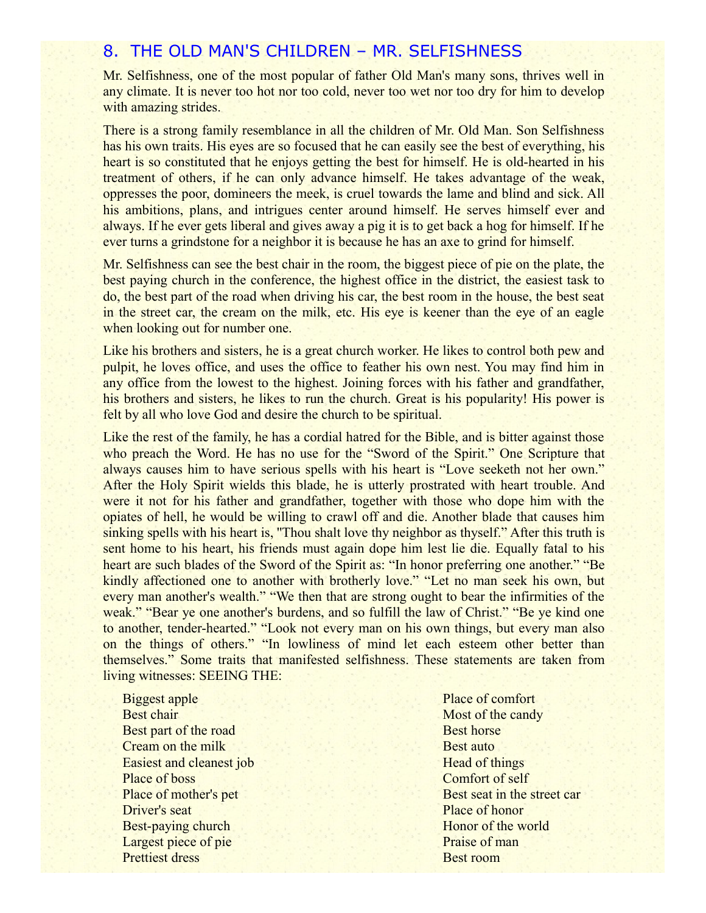## 8. THE OLD MAN'S CHILDREN – MR. SELFISHNESS

Mr. Selfishness, one of the most popular of father Old Man's many sons, thrives well in any climate. It is never too hot nor too cold, never too wet nor too dry for him to develop with amazing strides.

There is a strong family resemblance in all the children of Mr. Old Man. Son Selfishness has his own traits. His eyes are so focused that he can easily see the best of everything, his heart is so constituted that he enjoys getting the best for himself. He is old-hearted in his treatment of others, if he can only advance himself. He takes advantage of the weak, oppresses the poor, domineers the meek, is cruel towards the lame and blind and sick. All his ambitions, plans, and intrigues center around himself. He serves himself ever and always. If he ever gets liberal and gives away a pig it is to get back a hog for himself. If he ever turns a grindstone for a neighbor it is because he has an axe to grind for himself.

Mr. Selfishness can see the best chair in the room, the biggest piece of pie on the plate, the best paying church in the conference, the highest office in the district, the easiest task to do, the best part of the road when driving his car, the best room in the house, the best seat in the street car, the cream on the milk, etc. His eye is keener than the eye of an eagle when looking out for number one.

Like his brothers and sisters, he is a great church worker. He likes to control both pew and pulpit, he loves office, and uses the office to feather his own nest. You may find him in any office from the lowest to the highest. Joining forces with his father and grandfather, his brothers and sisters, he likes to run the church. Great is his popularity! His power is felt by all who love God and desire the church to be spiritual.

Like the rest of the family, he has a cordial hatred for the Bible, and is bitter against those who preach the Word. He has no use for the "Sword of the Spirit." One Scripture that always causes him to have serious spells with his heart is "Love seeketh not her own." After the Holy Spirit wields this blade, he is utterly prostrated with heart trouble. And were it not for his father and grandfather, together with those who dope him with the opiates of hell, he would be willing to crawl off and die. Another blade that causes him sinking spells with his heart is, "Thou shalt love thy neighbor as thyself." After this truth is sent home to his heart, his friends must again dope him lest lie die. Equally fatal to his heart are such blades of the Sword of the Spirit as: "In honor preferring one another." "Be kindly affectioned one to another with brotherly love." "Let no man seek his own, but every man another's wealth." "We then that are strong ought to bear the infirmities of the weak." "Bear ye one another's burdens, and so fulfill the law of Christ." "Be ye kind one to another, tender-hearted." "Look not every man on his own things, but every man also on the things of others." "In lowliness of mind let each esteem other better than themselves." Some traits that manifested selfishness. These statements are taken from living witnesses: SEEING THE:

- Biggest apple
- Best chair
- Best part of the road
- Cream on the milk
- Easiest and cleanest job
- Place of boss
- Place of mother's pet
- Driver's seat
- Best-paying church
- Largest piece of pie
- Prettiest dress
- Place of comfort
- Most of the candy
- Best horse
- Best auto
- Head of things
- Comfort of self
- Best seat in the street car
- Place of honor
- Honor of the world
- Praise of man
- Best room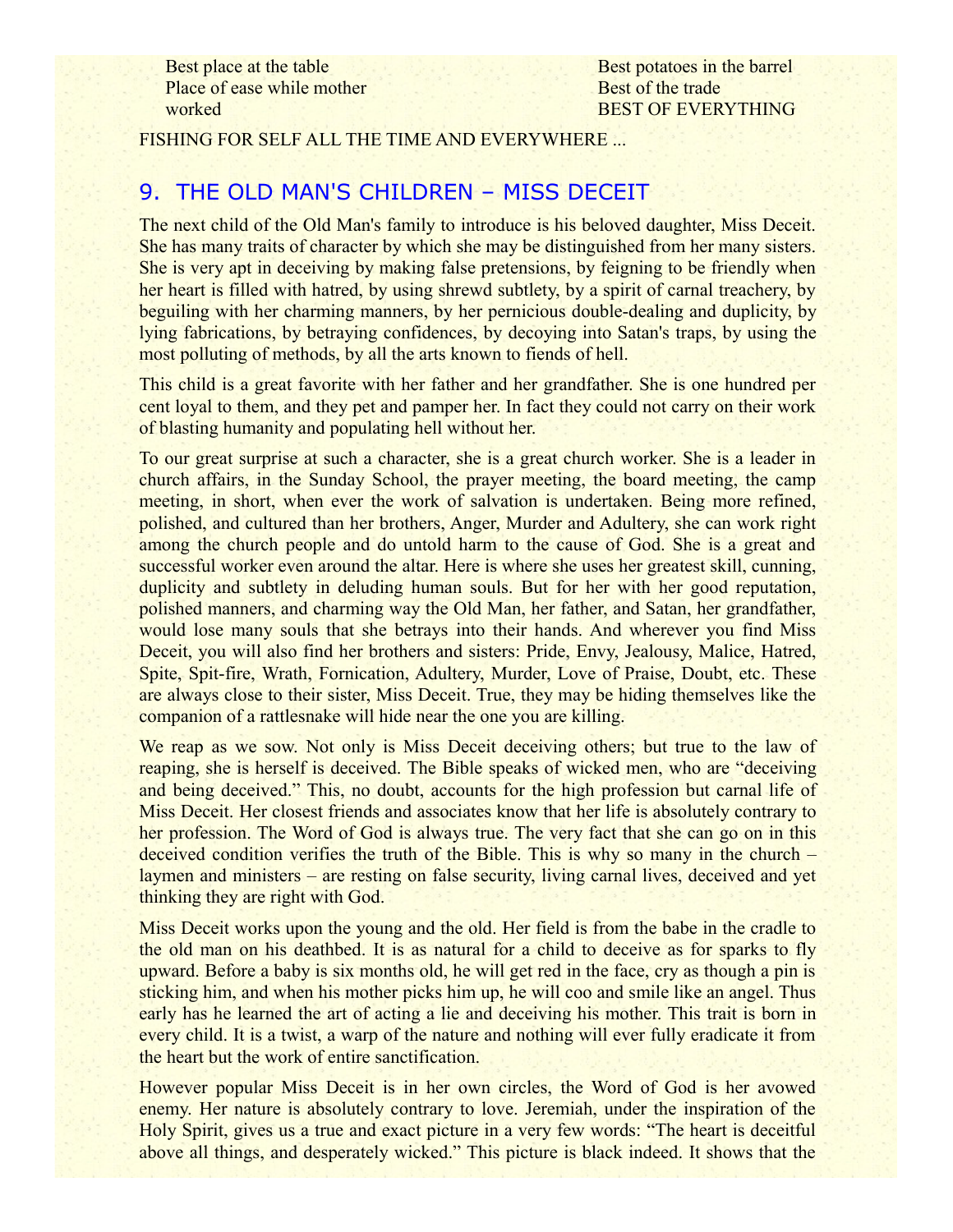Best place at the table
Place of ease while mother worked
Best potatoes in the barrel
Best of the trade
BEST OF EVERYTHING

FISHING FOR SELF ALL THE TIME AND EVERYWHERE ...

## 9. THE OLD MAN'S CHILDREN – MISS DECEIT

The next child of the Old Man's family to introduce is his beloved daughter, Miss Deceit. She has many traits of character by which she may be distinguished from her many sisters. She is very apt in deceiving by making false pretensions, by feigning to be friendly when her heart is filled with hatred, by using shrewd subtlety, by a spirit of carnal treachery, by beguiling with her charming manners, by her pernicious double-dealing and duplicity, by lying fabrications, by betraying confidences, by decoying into Satan's traps, by using the most polluting of methods, by all the arts known to fiends of hell.

This child is a great favorite with her father and her grandfather. She is one hundred per cent loyal to them, and they pet and pamper her. In fact they could not carry on their work of blasting humanity and populating hell without her.

To our great surprise at such a character, she is a great church worker. She is a leader in church affairs, in the Sunday School, the prayer meeting, the board meeting, the camp meeting, in short, when ever the work of salvation is undertaken. Being more refined, polished, and cultured than her brothers, Anger, Murder and Adultery, she can work right among the church people and do untold harm to the cause of God. She is a great and successful worker even around the altar. Here is where she uses her greatest skill, cunning, duplicity and subtlety in deluding human souls. But for her with her good reputation, polished manners, and charming way the Old Man, her father, and Satan, her grandfather, would lose many souls that she betrays into their hands. And wherever you find Miss Deceit, you will also find her brothers and sisters: Pride, Envy, Jealousy, Malice, Hatred, Spite, Spit-fire, Wrath, Fornication, Adultery, Murder, Love of Praise, Doubt, etc. These are always close to their sister, Miss Deceit. True, they may be hiding themselves like the companion of a rattlesnake will hide near the one you are killing.

We reap as we sow. Not only is Miss Deceit deceiving others; but true to the law of reaping, she is herself is deceived. The Bible speaks of wicked men, who are "deceiving and being deceived." This, no doubt, accounts for the high profession but carnal life of Miss Deceit. Her closest friends and associates know that her life is absolutely contrary to her profession. The Word of God is always true. The very fact that she can go on in this deceived condition verifies the truth of the Bible. This is why so many in the church – laymen and ministers – are resting on false security, living carnal lives, deceived and yet thinking they are right with God.

Miss Deceit works upon the young and the old. Her field is from the babe in the cradle to the old man on his deathbed. It is as natural for a child to deceive as for sparks to fly upward. Before a baby is six months old, he will get red in the face, cry as though a pin is sticking him, and when his mother picks him up, he will coo and smile like an angel. Thus early has he learned the art of acting a lie and deceiving his mother. This trait is born in every child. It is a twist, a warp of the nature and nothing will ever fully eradicate it from the heart but the work of entire sanctification.

However popular Miss Deceit is in her own circles, the Word of God is her avowed enemy. Her nature is absolutely contrary to love. Jeremiah, under the inspiration of the Holy Spirit, gives us a true and exact picture in a very few words: "The heart is deceitful above all things, and desperately wicked." This picture is black indeed. It shows that the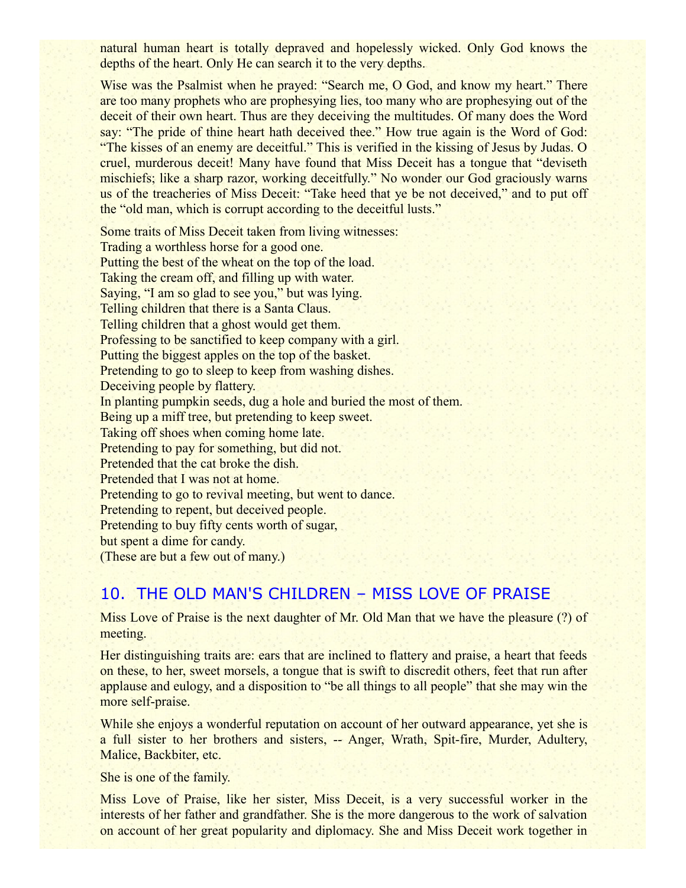natural human heart is totally depraved and hopelessly wicked. Only God knows the depths of the heart. Only He can search it to the very depths.

Wise was the Psalmist when he prayed: "Search me, O God, and know my heart." There are too many prophets who are prophesying lies, too many who are prophesying out of the deceit of their own heart. Thus are they deceiving the multitudes. Of many does the Word say: "The pride of thine heart hath deceived thee." How true again is the Word of God: "The kisses of an enemy are deceitful." This is verified in the kissing of Jesus by Judas. O cruel, murderous deceit! Many have found that Miss Deceit has a tongue that "deviseth mischiefs; like a sharp razor, working deceitfully." No wonder our God graciously warns us of the treacheries of Miss Deceit: "Take heed that ye be not deceived," and to put off the "old man, which is corrupt according to the deceitful lusts."

Some traits of Miss Deceit taken from living witnesses:
Trading a worthless horse for a good one.
Putting the best of the wheat on the top of the load.
Taking the cream off, and filling up with water.
Saying, "I am so glad to see you," but was lying.
Telling children that there is a Santa Claus.
Telling children that a ghost would get them.
Professing to be sanctified to keep company with a girl.
Putting the biggest apples on the top of the basket.
Pretending to go to sleep to keep from washing dishes.
Deceiving people by flattery.
In planting pumpkin seeds, dug a hole and buried the most of them.
Being up a miff tree, but pretending to keep sweet.
Taking off shoes when coming home late.
Pretending to pay for something, but did not.
Pretended that the cat broke the dish.
Pretended that I was not at home.
Pretending to go to revival meeting, but went to dance.
Pretending to repent, but deceived people.
Pretending to buy fifty cents worth of sugar,
but spent a dime for candy.
(These are but a few out of many.)

## 10. THE OLD MAN'S CHILDREN – MISS LOVE OF PRAISE

Miss Love of Praise is the next daughter of Mr. Old Man that we have the pleasure (?) of meeting.

Her distinguishing traits are: ears that are inclined to flattery and praise, a heart that feeds on these, to her, sweet morsels, a tongue that is swift to discredit others, feet that run after applause and eulogy, and a disposition to "be all things to all people" that she may win the more self-praise.

While she enjoys a wonderful reputation on account of her outward appearance, yet she is a full sister to her brothers and sisters, -- Anger, Wrath, Spit-fire, Murder, Adultery, Malice, Backbiter, etc.

She is one of the family.

Miss Love of Praise, like her sister, Miss Deceit, is a very successful worker in the interests of her father and grandfather. She is the more dangerous to the work of salvation on account of her great popularity and diplomacy. She and Miss Deceit work together in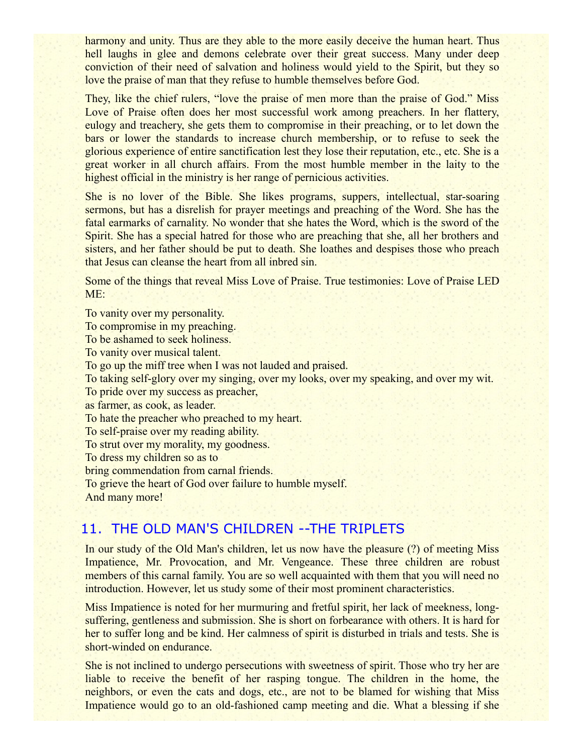harmony and unity. Thus are they able to the more easily deceive the human heart. Thus hell laughs in glee and demons celebrate over their great success. Many under deep conviction of their need of salvation and holiness would yield to the Spirit, but they so love the praise of man that they refuse to humble themselves before God.

They, like the chief rulers, "love the praise of men more than the praise of God." Miss Love of Praise often does her most successful work among preachers. In her flattery, eulogy and treachery, she gets them to compromise in their preaching, or to let down the bars or lower the standards to increase church membership, or to refuse to seek the glorious experience of entire sanctification lest they lose their reputation, etc., etc. She is a great worker in all church affairs. From the most humble member in the laity to the highest official in the ministry is her range of pernicious activities.

She is no lover of the Bible. She likes programs, suppers, intellectual, star-soaring sermons, but has a disrelish for prayer meetings and preaching of the Word. She has the fatal earmarks of carnality. No wonder that she hates the Word, which is the sword of the Spirit. She has a special hatred for those who are preaching that she, all her brothers and sisters, and her father should be put to death. She loathes and despises those who preach that Jesus can cleanse the heart from all inbred sin.

Some of the things that reveal Miss Love of Praise. True testimonies: Love of Praise LED ME:

To vanity over my personality.  
To compromise in my preaching.  
To be ashamed to seek holiness.  
To vanity over musical talent.  
To go up the miff tree when I was not lauded and praised.  
To taking self-glory over my singing, over my looks, over my speaking, and over my wit.  
To pride over my success as preacher,  
as farmer, as cook, as leader.  
To hate the preacher who preached to my heart.  
To self-praise over my reading ability.  
To strut over my morality, my goodness.  
To dress my children so as to  
bring commendation from carnal friends.  
To grieve the heart of God over failure to humble myself.  
And many more!

## 11. THE OLD MAN'S CHILDREN --THE TRIPLETS

In our study of the Old Man's children, let us now have the pleasure (?) of meeting Miss Impatience, Mr. Provocation, and Mr. Vengeance. These three children are robust members of this carnal family. You are so well acquainted with them that you will need no introduction. However, let us study some of their most prominent characteristics.

Miss Impatience is noted for her murmuring and fretful spirit, her lack of meekness, long-suffering, gentleness and submission. She is short on forbearance with others. It is hard for her to suffer long and be kind. Her calmness of spirit is disturbed in trials and tests. She is short-winded on endurance.

She is not inclined to undergo persecutions with sweetness of spirit. Those who try her are liable to receive the benefit of her rasping tongue. The children in the home, the neighbors, or even the cats and dogs, etc., are not to be blamed for wishing that Miss Impatience would go to an old-fashioned camp meeting and die. What a blessing if she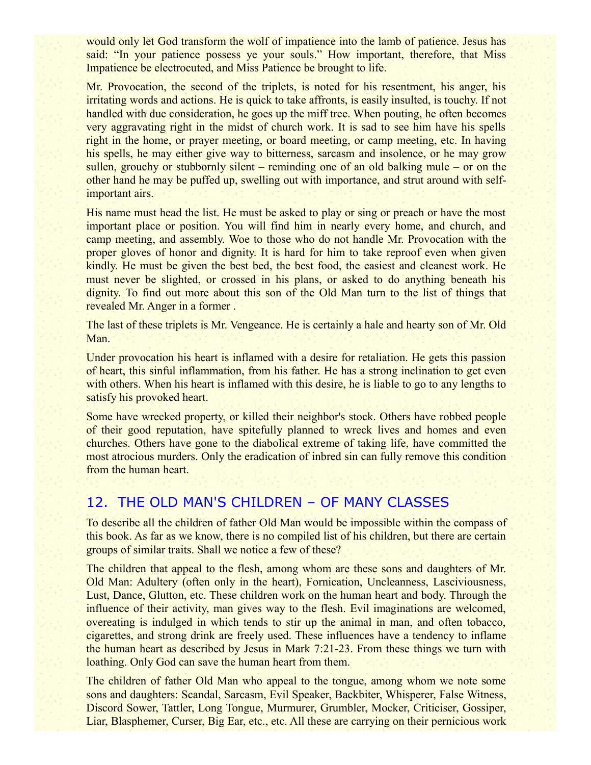would only let God transform the wolf of impatience into the lamb of patience. Jesus has said: "In your patience possess ye your souls." How important, therefore, that Miss Impatience be electrocuted, and Miss Patience be brought to life.

Mr. Provocation, the second of the triplets, is noted for his resentment, his anger, his irritating words and actions. He is quick to take affronts, is easily insulted, is touchy. If not handled with due consideration, he goes up the miff tree. When pouting, he often becomes very aggravating right in the midst of church work. It is sad to see him have his spells right in the home, or prayer meeting, or board meeting, or camp meeting, etc. In having his spells, he may either give way to bitterness, sarcasm and insolence, or he may grow sullen, grouchy or stubbornly silent – reminding one of an old balking mule – or on the other hand he may be puffed up, swelling out with importance, and strut around with self-important airs.

His name must head the list. He must be asked to play or sing or preach or have the most important place or position. You will find him in nearly every home, and church, and camp meeting, and assembly. Woe to those who do not handle Mr. Provocation with the proper gloves of honor and dignity. It is hard for him to take reproof even when given kindly. He must be given the best bed, the best food, the easiest and cleanest work. He must never be slighted, or crossed in his plans, or asked to do anything beneath his dignity. To find out more about this son of the Old Man turn to the list of things that revealed Mr. Anger in a former .

The last of these triplets is Mr. Vengeance. He is certainly a hale and hearty son of Mr. Old Man.

Under provocation his heart is inflamed with a desire for retaliation. He gets this passion of heart, this sinful inflammation, from his father. He has a strong inclination to get even with others. When his heart is inflamed with this desire, he is liable to go to any lengths to satisfy his provoked heart.

Some have wrecked property, or killed their neighbor's stock. Others have robbed people of their good reputation, have spitefully planned to wreck lives and homes and even churches. Others have gone to the diabolical extreme of taking life, have committed the most atrocious murders. Only the eradication of inbred sin can fully remove this condition from the human heart.

## 12. THE OLD MAN'S CHILDREN – OF MANY CLASSES

To describe all the children of father Old Man would be impossible within the compass of this book. As far as we know, there is no compiled list of his children, but there are certain groups of similar traits. Shall we notice a few of these?

The children that appeal to the flesh, among whom are these sons and daughters of Mr. Old Man: Adultery (often only in the heart), Fornication, Uncleanness, Lasciviousness, Lust, Dance, Glutton, etc. These children work on the human heart and body. Through the influence of their activity, man gives way to the flesh. Evil imaginations are welcomed, overeating is indulged in which tends to stir up the animal in man, and often tobacco, cigarettes, and strong drink are freely used. These influences have a tendency to inflame the human heart as described by Jesus in Mark 7:21-23. From these things we turn with loathing. Only God can save the human heart from them.

The children of father Old Man who appeal to the tongue, among whom we note some sons and daughters: Scandal, Sarcasm, Evil Speaker, Backbiter, Whisperer, False Witness, Discord Sower, Tattler, Long Tongue, Murmurer, Grumbler, Mocker, Criticiser, Gossiper, Liar, Blasphemer, Curser, Big Ear, etc., etc. All these are carrying on their pernicious work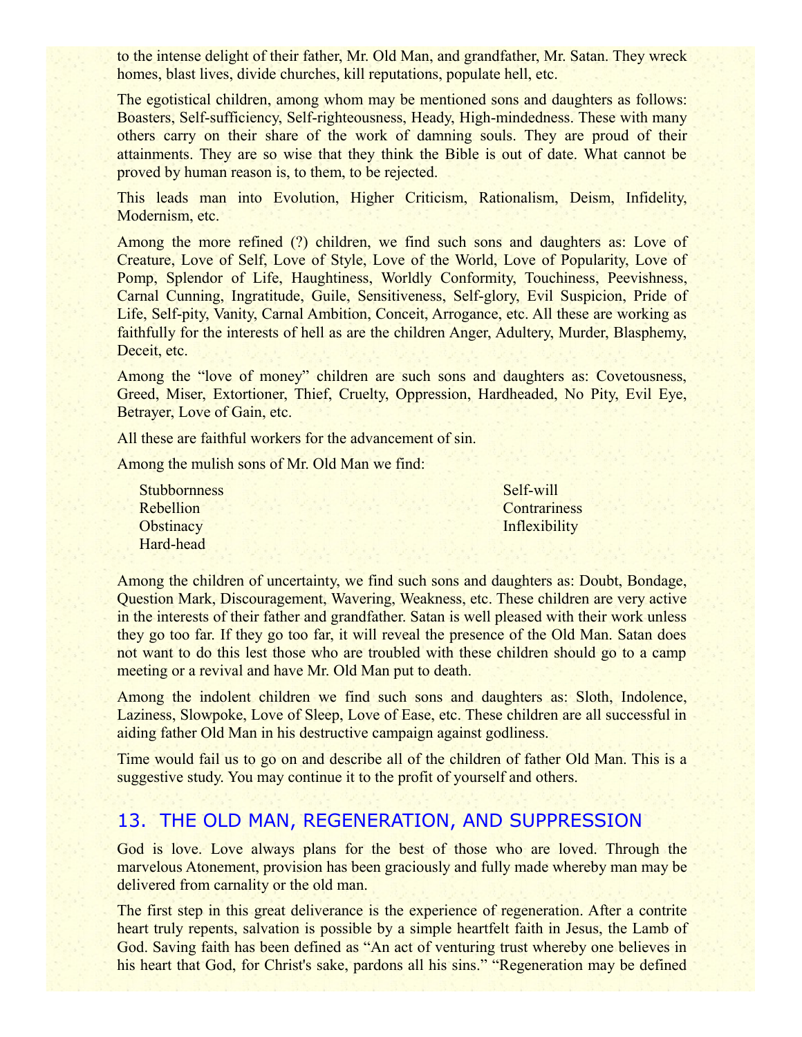to the intense delight of their father, Mr. Old Man, and grandfather, Mr. Satan. They wreck homes, blast lives, divide churches, kill reputations, populate hell, etc.

The egotistical children, among whom may be mentioned sons and daughters as follows: Boasters, Self-sufficiency, Self-righteousness, Heady, High-mindedness. These with many others carry on their share of the work of damning souls. They are proud of their attainments. They are so wise that they think the Bible is out of date. What cannot be proved by human reason is, to them, to be rejected.

This leads man into Evolution, Higher Criticism, Rationalism, Deism, Infidelity, Modernism, etc.

Among the more refined (?) children, we find such sons and daughters as: Love of Creature, Love of Self, Love of Style, Love of the World, Love of Popularity, Love of Pomp, Splendor of Life, Haughtiness, Worldly Conformity, Touchiness, Peevishness, Carnal Cunning, Ingratitude, Guile, Sensitiveness, Self-glory, Evil Suspicion, Pride of Life, Self-pity, Vanity, Carnal Ambition, Conceit, Arrogance, etc. All these are working as faithfully for the interests of hell as are the children Anger, Adultery, Murder, Blasphemy, Deceit, etc.

Among the "love of money" children are such sons and daughters as: Covetousness, Greed, Miser, Extortioner, Thief, Cruelty, Oppression, Hardheaded, No Pity, Evil Eye, Betrayer, Love of Gain, etc.

All these are faithful workers for the advancement of sin.

Among the mulish sons of Mr. Old Man we find:

Stubbornness
Rebellion
Obstinacy
Hard-head
Self-will
Contrariness
Inflexibility

Among the children of uncertainty, we find such sons and daughters as: Doubt, Bondage, Question Mark, Discouragement, Wavering, Weakness, etc. These children are very active in the interests of their father and grandfather. Satan is well pleased with their work unless they go too far. If they go too far, it will reveal the presence of the Old Man. Satan does not want to do this lest those who are troubled with these children should go to a camp meeting or a revival and have Mr. Old Man put to death.

Among the indolent children we find such sons and daughters as: Sloth, Indolence, Laziness, Slowpoke, Love of Sleep, Love of Ease, etc. These children are all successful in aiding father Old Man in his destructive campaign against godliness.

Time would fail us to go on and describe all of the children of father Old Man. This is a suggestive study. You may continue it to the profit of yourself and others.

## 13. THE OLD MAN, REGENERATION, AND SUPPRESSION

God is love. Love always plans for the best of those who are loved. Through the marvelous Atonement, provision has been graciously and fully made whereby man may be delivered from carnality or the old man.

The first step in this great deliverance is the experience of regeneration. After a contrite heart truly repents, salvation is possible by a simple heartfelt faith in Jesus, the Lamb of God. Saving faith has been defined as "An act of venturing trust whereby one believes in his heart that God, for Christ's sake, pardons all his sins." "Regeneration may be defined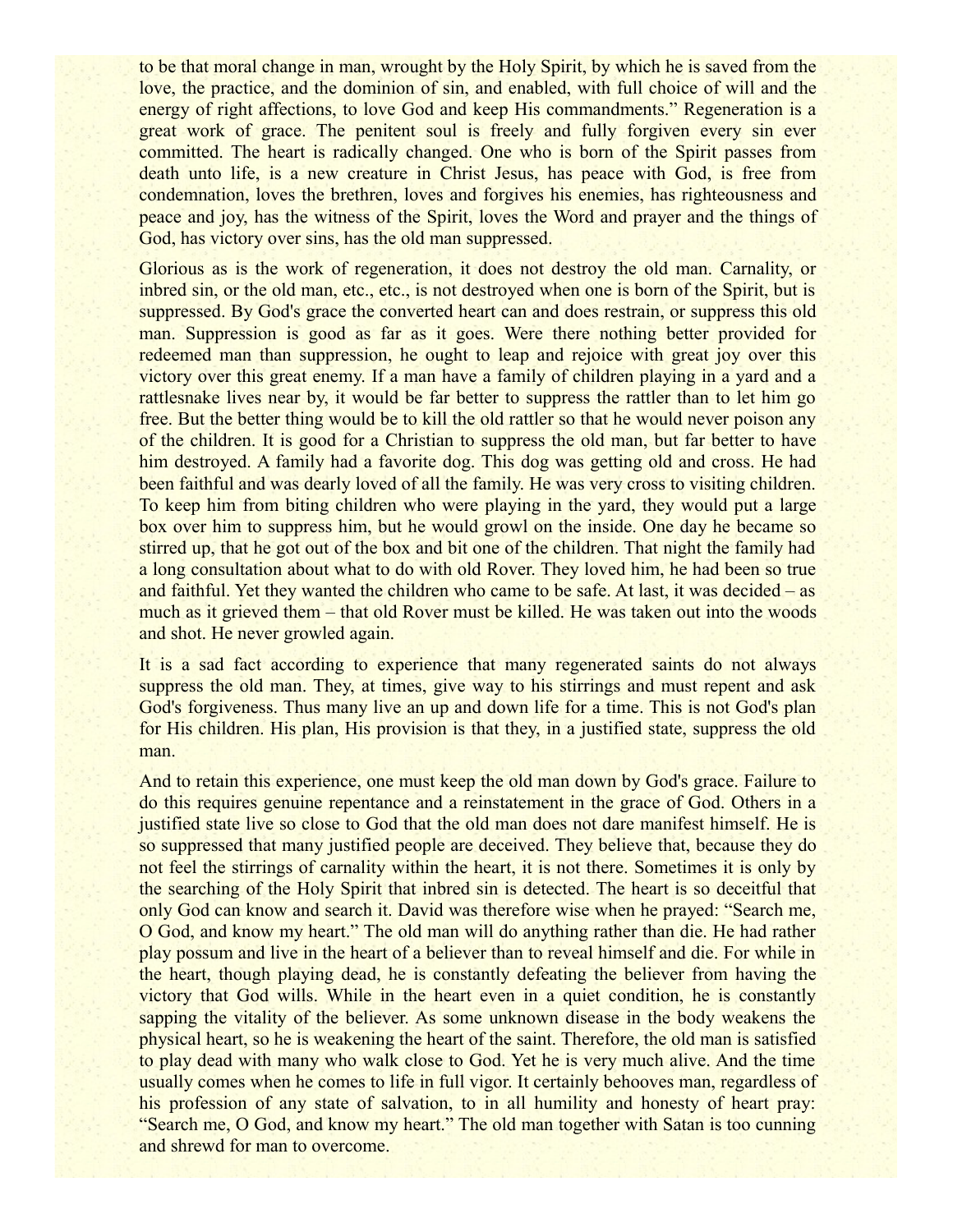to be that moral change in man, wrought by the Holy Spirit, by which he is saved from the love, the practice, and the dominion of sin, and enabled, with full choice of will and the energy of right affections, to love God and keep His commandments." Regeneration is a great work of grace. The penitent soul is freely and fully forgiven every sin ever committed. The heart is radically changed. One who is born of the Spirit passes from death unto life, is a new creature in Christ Jesus, has peace with God, is free from condemnation, loves the brethren, loves and forgives his enemies, has righteousness and peace and joy, has the witness of the Spirit, loves the Word and prayer and the things of God, has victory over sins, has the old man suppressed.

Glorious as is the work of regeneration, it does not destroy the old man. Carnality, or inbred sin, or the old man, etc., etc., is not destroyed when one is born of the Spirit, but is suppressed. By God's grace the converted heart can and does restrain, or suppress this old man. Suppression is good as far as it goes. Were there nothing better provided for redeemed man than suppression, he ought to leap and rejoice with great joy over this victory over this great enemy. If a man have a family of children playing in a yard and a rattlesnake lives near by, it would be far better to suppress the rattler than to let him go free. But the better thing would be to kill the old rattler so that he would never poison any of the children. It is good for a Christian to suppress the old man, but far better to have him destroyed. A family had a favorite dog. This dog was getting old and cross. He had been faithful and was dearly loved of all the family. He was very cross to visiting children. To keep him from biting children who were playing in the yard, they would put a large box over him to suppress him, but he would growl on the inside. One day he became so stirred up, that he got out of the box and bit one of the children. That night the family had a long consultation about what to do with old Rover. They loved him, he had been so true and faithful. Yet they wanted the children who came to be safe. At last, it was decided – as much as it grieved them – that old Rover must be killed. He was taken out into the woods and shot. He never growled again.

It is a sad fact according to experience that many regenerated saints do not always suppress the old man. They, at times, give way to his stirrings and must repent and ask God's forgiveness. Thus many live an up and down life for a time. This is not God's plan for His children. His plan, His provision is that they, in a justified state, suppress the old man.

And to retain this experience, one must keep the old man down by God's grace. Failure to do this requires genuine repentance and a reinstatement in the grace of God. Others in a justified state live so close to God that the old man does not dare manifest himself. He is so suppressed that many justified people are deceived. They believe that, because they do not feel the stirrings of carnality within the heart, it is not there. Sometimes it is only by the searching of the Holy Spirit that inbred sin is detected. The heart is so deceitful that only God can know and search it. David was therefore wise when he prayed: "Search me, O God, and know my heart." The old man will do anything rather than die. He had rather play possum and live in the heart of a believer than to reveal himself and die. For while in the heart, though playing dead, he is constantly defeating the believer from having the victory that God wills. While in the heart even in a quiet condition, he is constantly sapping the vitality of the believer. As some unknown disease in the body weakens the physical heart, so he is weakening the heart of the saint. Therefore, the old man is satisfied to play dead with many who walk close to God. Yet he is very much alive. And the time usually comes when he comes to life in full vigor. It certainly behooves man, regardless of his profession of any state of salvation, to in all humility and honesty of heart pray: "Search me, O God, and know my heart." The old man together with Satan is too cunning and shrewd for man to overcome.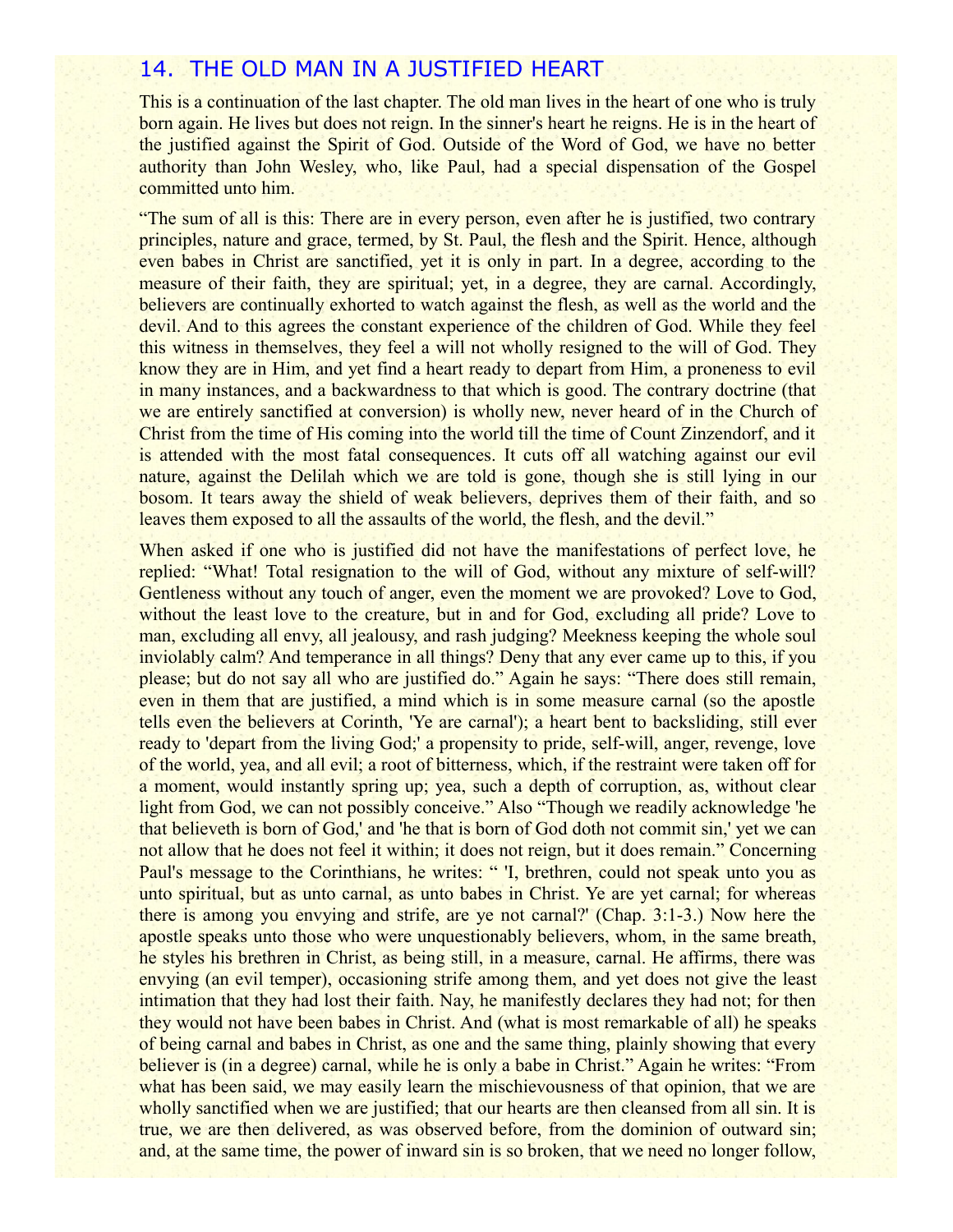## 14. THE OLD MAN IN A JUSTIFIED HEART

This is a continuation of the last chapter. The old man lives in the heart of one who is truly born again. He lives but does not reign. In the sinner's heart he reigns. He is in the heart of the justified against the Spirit of God. Outside of the Word of God, we have no better authority than John Wesley, who, like Paul, had a special dispensation of the Gospel committed unto him.

"The sum of all is this: There are in every person, even after he is justified, two contrary principles, nature and grace, termed, by St. Paul, the flesh and the Spirit. Hence, although even babes in Christ are sanctified, yet it is only in part. In a degree, according to the measure of their faith, they are spiritual; yet, in a degree, they are carnal. Accordingly, believers are continually exhorted to watch against the flesh, as well as the world and the devil. And to this agrees the constant experience of the children of God. While they feel this witness in themselves, they feel a will not wholly resigned to the will of God. They know they are in Him, and yet find a heart ready to depart from Him, a proneness to evil in many instances, and a backwardness to that which is good. The contrary doctrine (that we are entirely sanctified at conversion) is wholly new, never heard of in the Church of Christ from the time of His coming into the world till the time of Count Zinzendorf, and it is attended with the most fatal consequences. It cuts off all watching against our evil nature, against the Delilah which we are told is gone, though she is still lying in our bosom. It tears away the shield of weak believers, deprives them of their faith, and so leaves them exposed to all the assaults of the world, the flesh, and the devil."

When asked if one who is justified did not have the manifestations of perfect love, he replied: "What! Total resignation to the will of God, without any mixture of self-will? Gentleness without any touch of anger, even the moment we are provoked? Love to God, without the least love to the creature, but in and for God, excluding all pride? Love to man, excluding all envy, all jealousy, and rash judging? Meekness keeping the whole soul inviolably calm? And temperance in all things? Deny that any ever came up to this, if you please; but do not say all who are justified do." Again he says: "There does still remain, even in them that are justified, a mind which is in some measure carnal (so the apostle tells even the believers at Corinth, 'Ye are carnal'); a heart bent to backsliding, still ever ready to 'depart from the living God;' a propensity to pride, self-will, anger, revenge, love of the world, yea, and all evil; a root of bitterness, which, if the restraint were taken off for a moment, would instantly spring up; yea, such a depth of corruption, as, without clear light from God, we can not possibly conceive." Also "Though we readily acknowledge 'he that believeth is born of God,' and 'he that is born of God doth not commit sin,' yet we can not allow that he does not feel it within; it does not reign, but it does remain." Concerning Paul's message to the Corinthians, he writes: " 'I, brethren, could not speak unto you as unto spiritual, but as unto carnal, as unto babes in Christ. Ye are yet carnal; for whereas there is among you envying and strife, are ye not carnal?' (Chap. 3:1-3.) Now here the apostle speaks unto those who were unquestionably believers, whom, in the same breath, he styles his brethren in Christ, as being still, in a measure, carnal. He affirms, there was envying (an evil temper), occasioning strife among them, and yet does not give the least intimation that they had lost their faith. Nay, he manifestly declares they had not; for then they would not have been babes in Christ. And (what is most remarkable of all) he speaks of being carnal and babes in Christ, as one and the same thing, plainly showing that every believer is (in a degree) carnal, while he is only a babe in Christ." Again he writes: "From what has been said, we may easily learn the mischievousness of that opinion, that we are wholly sanctified when we are justified; that our hearts are then cleansed from all sin. It is true, we are then delivered, as was observed before, from the dominion of outward sin; and, at the same time, the power of inward sin is so broken, that we need no longer follow,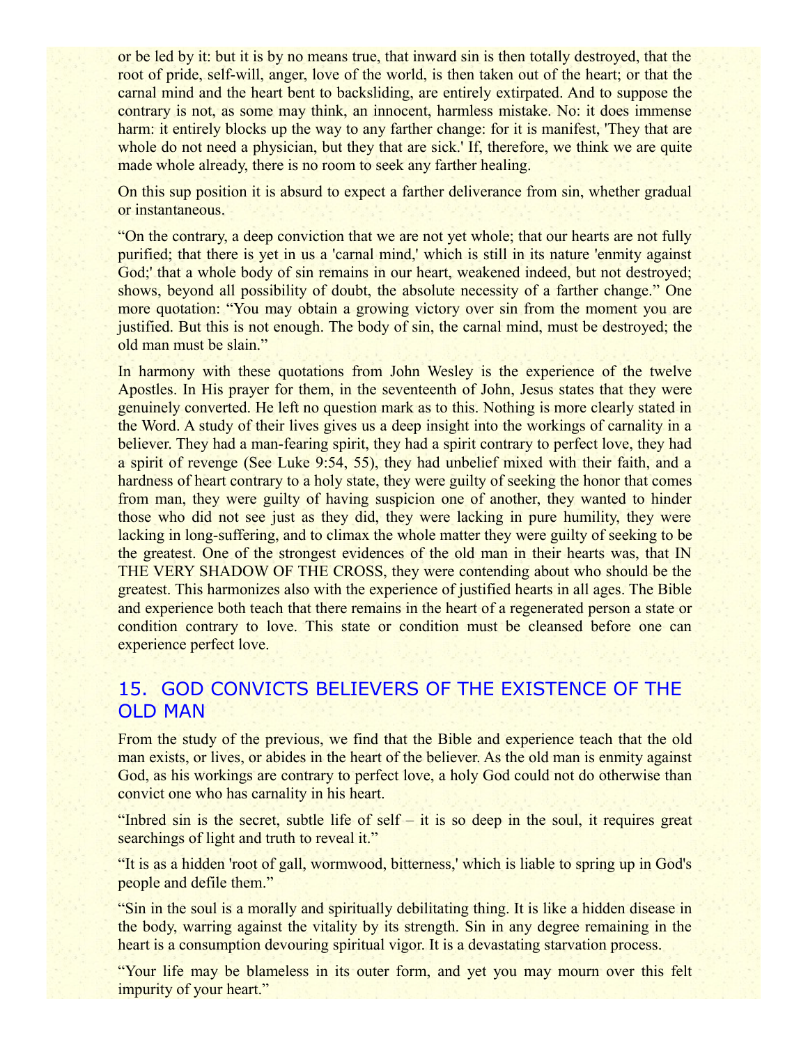or be led by it: but it is by no means true, that inward sin is then totally destroyed, that the root of pride, self-will, anger, love of the world, is then taken out of the heart; or that the carnal mind and the heart bent to backsliding, are entirely extirpated. And to suppose the contrary is not, as some may think, an innocent, harmless mistake. No: it does immense harm: it entirely blocks up the way to any farther change: for it is manifest, 'They that are whole do not need a physician, but they that are sick.' If, therefore, we think we are quite made whole already, there is no room to seek any farther healing.

On this sup position it is absurd to expect a farther deliverance from sin, whether gradual or instantaneous.

"On the contrary, a deep conviction that we are not yet whole; that our hearts are not fully purified; that there is yet in us a 'carnal mind,' which is still in its nature 'enmity against God;' that a whole body of sin remains in our heart, weakened indeed, but not destroyed; shows, beyond all possibility of doubt, the absolute necessity of a farther change." One more quotation: "You may obtain a growing victory over sin from the moment you are justified. But this is not enough. The body of sin, the carnal mind, must be destroyed; the old man must be slain."

In harmony with these quotations from John Wesley is the experience of the twelve Apostles. In His prayer for them, in the seventeenth of John, Jesus states that they were genuinely converted. He left no question mark as to this. Nothing is more clearly stated in the Word. A study of their lives gives us a deep insight into the workings of carnality in a believer. They had a man-fearing spirit, they had a spirit contrary to perfect love, they had a spirit of revenge (See Luke 9:54, 55), they had unbelief mixed with their faith, and a hardness of heart contrary to a holy state, they were guilty of seeking the honor that comes from man, they were guilty of having suspicion one of another, they wanted to hinder those who did not see just as they did, they were lacking in pure humility, they were lacking in long-suffering, and to climax the whole matter they were guilty of seeking to be the greatest. One of the strongest evidences of the old man in their hearts was, that IN THE VERY SHADOW OF THE CROSS, they were contending about who should be the greatest. This harmonizes also with the experience of justified hearts in all ages. The Bible and experience both teach that there remains in the heart of a regenerated person a state or condition contrary to love. This state or condition must be cleansed before one can experience perfect love.

## 15. GOD CONVICTS BELIEVERS OF THE EXISTENCE OF THE OLD MAN

From the study of the previous, we find that the Bible and experience teach that the old man exists, or lives, or abides in the heart of the believer. As the old man is enmity against God, as his workings are contrary to perfect love, a holy God could not do otherwise than convict one who has carnality in his heart.

"Inbred sin is the secret, subtle life of self – it is so deep in the soul, it requires great searchings of light and truth to reveal it."

"It is as a hidden 'root of gall, wormwood, bitterness,' which is liable to spring up in God's people and defile them."

"Sin in the soul is a morally and spiritually debilitating thing. It is like a hidden disease in the body, warring against the vitality by its strength. Sin in any degree remaining in the heart is a consumption devouring spiritual vigor. It is a devastating starvation process.

"Your life may be blameless in its outer form, and yet you may mourn over this felt impurity of your heart."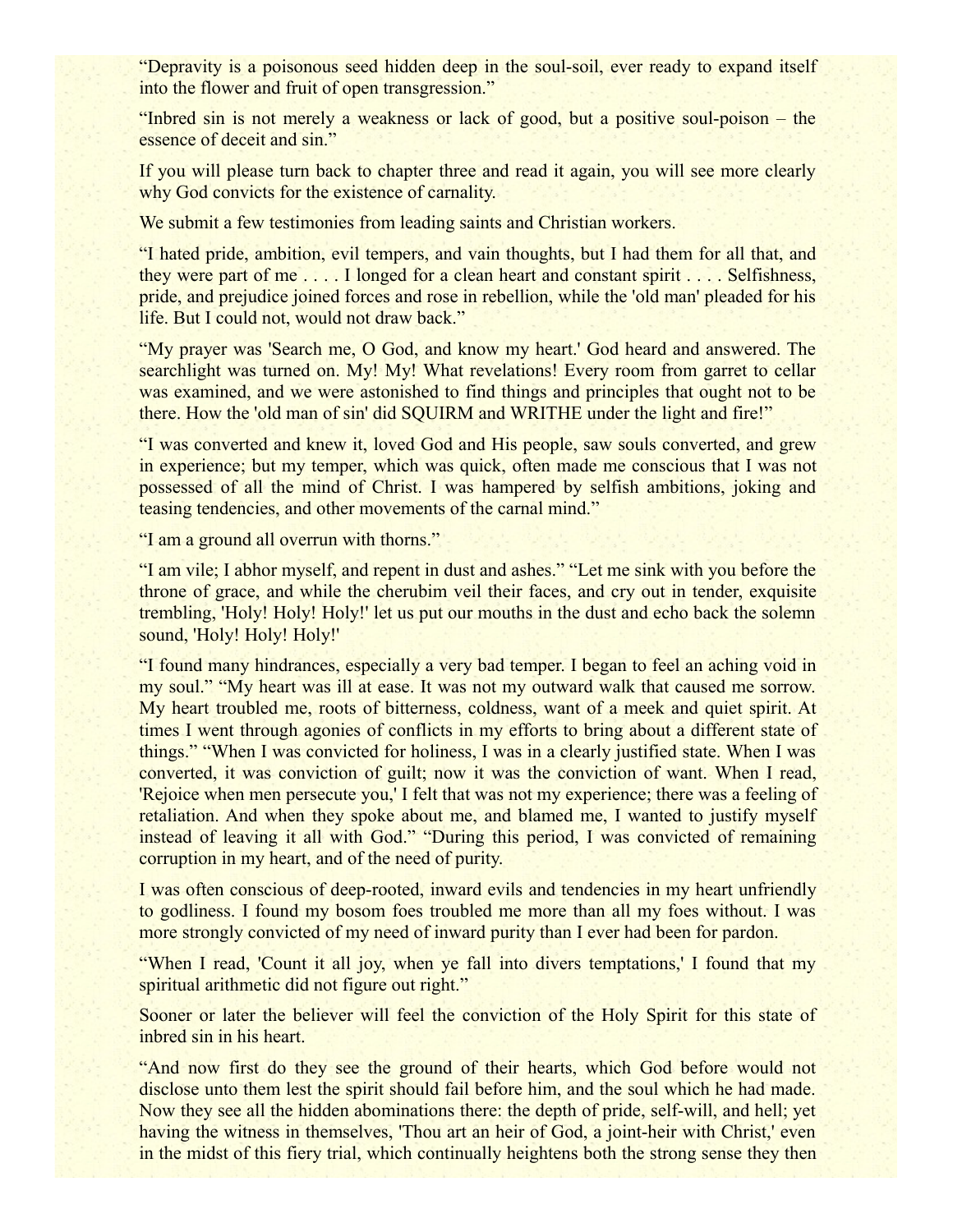"Depravity is a poisonous seed hidden deep in the soul-soil, ever ready to expand itself into the flower and fruit of open transgression."

"Inbred sin is not merely a weakness or lack of good, but a positive soul-poison – the essence of deceit and sin."

If you will please turn back to chapter three and read it again, you will see more clearly why God convicts for the existence of carnality.

We submit a few testimonies from leading saints and Christian workers.

"I hated pride, ambition, evil tempers, and vain thoughts, but I had them for all that, and they were part of me . . . . I longed for a clean heart and constant spirit . . . . Selfishness, pride, and prejudice joined forces and rose in rebellion, while the 'old man' pleaded for his life. But I could not, would not draw back."

"My prayer was 'Search me, O God, and know my heart.' God heard and answered. The searchlight was turned on. My! My! What revelations! Every room from garret to cellar was examined, and we were astonished to find things and principles that ought not to be there. How the 'old man of sin' did SQUIRM and WRITHE under the light and fire!"

"I was converted and knew it, loved God and His people, saw souls converted, and grew in experience; but my temper, which was quick, often made me conscious that I was not possessed of all the mind of Christ. I was hampered by selfish ambitions, joking and teasing tendencies, and other movements of the carnal mind."

"I am a ground all overrun with thorns."

"I am vile; I abhor myself, and repent in dust and ashes." "Let me sink with you before the throne of grace, and while the cherubim veil their faces, and cry out in tender, exquisite trembling, 'Holy! Holy! Holy!' let us put our mouths in the dust and echo back the solemn sound, 'Holy! Holy! Holy!'

"I found many hindrances, especially a very bad temper. I began to feel an aching void in my soul." "My heart was ill at ease. It was not my outward walk that caused me sorrow. My heart troubled me, roots of bitterness, coldness, want of a meek and quiet spirit. At times I went through agonies of conflicts in my efforts to bring about a different state of things." "When I was convicted for holiness, I was in a clearly justified state. When I was converted, it was conviction of guilt; now it was the conviction of want. When I read, 'Rejoice when men persecute you,' I felt that was not my experience; there was a feeling of retaliation. And when they spoke about me, and blamed me, I wanted to justify myself instead of leaving it all with God." "During this period, I was convicted of remaining corruption in my heart, and of the need of purity.

I was often conscious of deep-rooted, inward evils and tendencies in my heart unfriendly to godliness. I found my bosom foes troubled me more than all my foes without. I was more strongly convicted of my need of inward purity than I ever had been for pardon.

"When I read, 'Count it all joy, when ye fall into divers temptations,' I found that my spiritual arithmetic did not figure out right."

Sooner or later the believer will feel the conviction of the Holy Spirit for this state of inbred sin in his heart.

"And now first do they see the ground of their hearts, which God before would not disclose unto them lest the spirit should fail before him, and the soul which he had made. Now they see all the hidden abominations there: the depth of pride, self-will, and hell; yet having the witness in themselves, 'Thou art an heir of God, a joint-heir with Christ,' even in the midst of this fiery trial, which continually heightens both the strong sense they then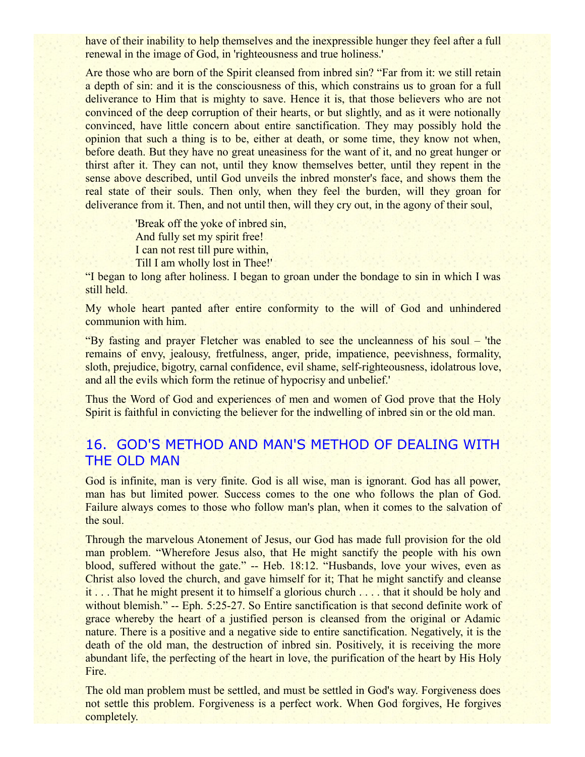have of their inability to help themselves and the inexpressible hunger they feel after a full renewal in the image of God, in 'righteousness and true holiness.'

Are those who are born of the Spirit cleansed from inbred sin? “Far from it: we still retain a depth of sin: and it is the consciousness of this, which constrains us to groan for a full deliverance to Him that is mighty to save. Hence it is, that those believers who are not convinced of the deep corruption of their hearts, or but slightly, and as it were notionally convinced, have little concern about entire sanctification. They may possibly hold the opinion that such a thing is to be, either at death, or some time, they know not when, before death. But they have no great uneasiness for the want of it, and no great hunger or thirst after it. They can not, until they know themselves better, until they repent in the sense above described, until God unveils the inbred monster's face, and shows them the real state of their souls. Then only, when they feel the burden, will they groan for deliverance from it. Then, and not until then, will they cry out, in the agony of their soul,

> 'Break off the yoke of inbred sin,
> And fully set my spirit free!
> I can not rest till pure within,
> Till I am wholly lost in Thee!'

“I began to long after holiness. I began to groan under the bondage to sin in which I was still held.

My whole heart panted after entire conformity to the will of God and unhindered communion with him.

“By fasting and prayer Fletcher was enabled to see the uncleanness of his soul – 'the remains of envy, jealousy, fretfulness, anger, pride, impatience, peevishness, formality, sloth, prejudice, bigotry, carnal confidence, evil shame, self-righteousness, idolatrous love, and all the evils which form the retinue of hypocrisy and unbelief.'

Thus the Word of God and experiences of men and women of God prove that the Holy Spirit is faithful in convicting the believer for the indwelling of inbred sin or the old man.

## 16. GOD'S METHOD AND MAN'S METHOD OF DEALING WITH THE OLD MAN

God is infinite, man is very finite. God is all wise, man is ignorant. God has all power, man has but limited power. Success comes to the one who follows the plan of God. Failure always comes to those who follow man's plan, when it comes to the salvation of the soul.

Through the marvelous Atonement of Jesus, our God has made full provision for the old man problem. “Wherefore Jesus also, that He might sanctify the people with his own blood, suffered without the gate.” -- Heb. 18:12. “Husbands, love your wives, even as Christ also loved the church, and gave himself for it; That he might sanctify and cleanse it . . . That he might present it to himself a glorious church . . . . that it should be holy and without blemish.” -- Eph. 5:25-27. So Entire sanctification is that second definite work of grace whereby the heart of a justified person is cleansed from the original or Adamic nature. There is a positive and a negative side to entire sanctification. Negatively, it is the death of the old man, the destruction of inbred sin. Positively, it is receiving the more abundant life, the perfecting of the heart in love, the purification of the heart by His Holy Fire.

The old man problem must be settled, and must be settled in God's way. Forgiveness does not settle this problem. Forgiveness is a perfect work. When God forgives, He forgives completely.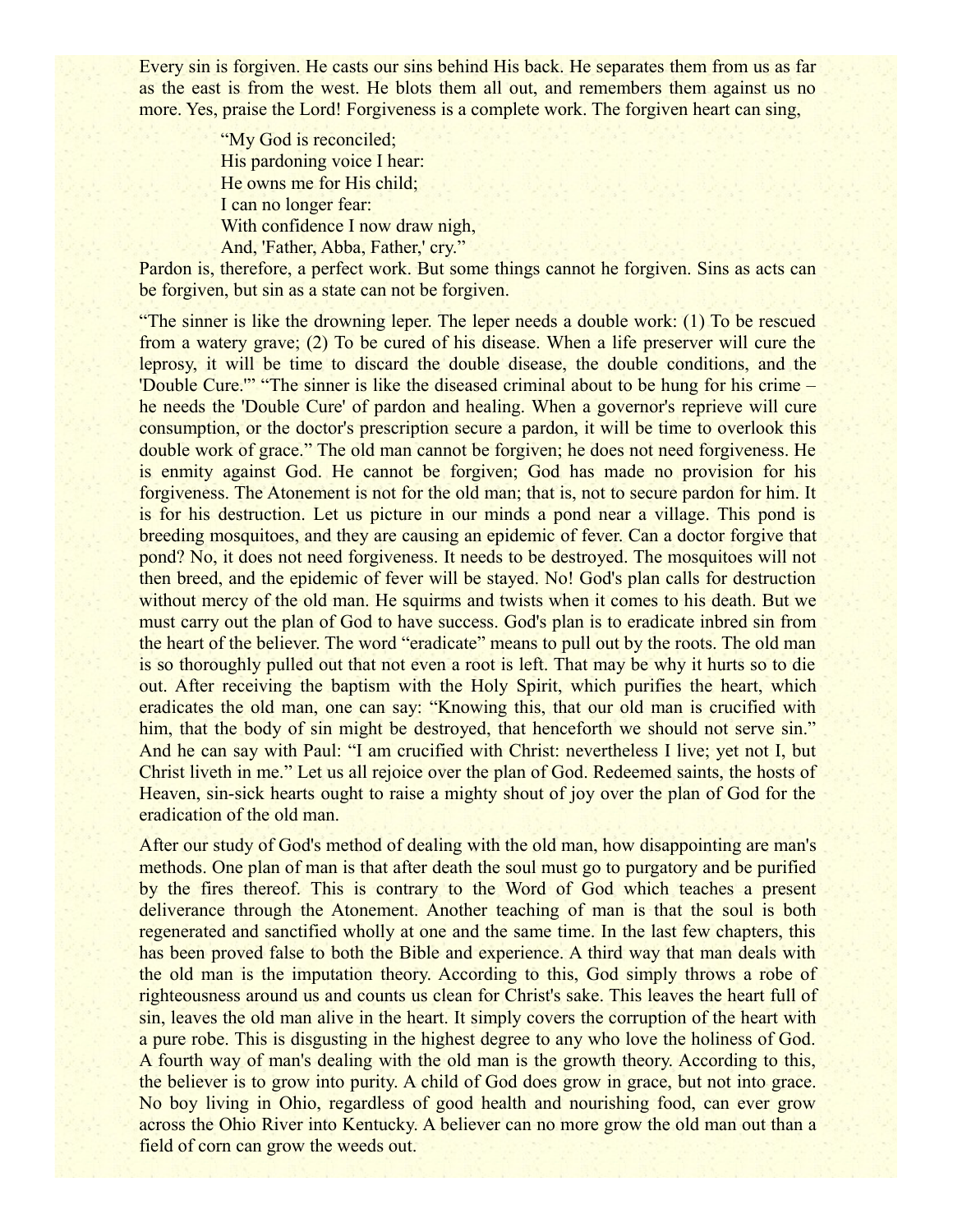Every sin is forgiven. He casts our sins behind His back. He separates them from us as far as the east is from the west. He blots them all out, and remembers them against us no more. Yes, praise the Lord! Forgiveness is a complete work. The forgiven heart can sing,

> "My God is reconciled;
> His pardoning voice I hear:
> He owns me for His child;
> I can no longer fear:
> With confidence I now draw nigh,
> And, 'Father, Abba, Father,' cry."

Pardon is, therefore, a perfect work. But some things cannot he forgiven. Sins as acts can be forgiven, but sin as a state can not be forgiven.

"The sinner is like the drowning leper. The leper needs a double work: (1) To be rescued from a watery grave; (2) To be cured of his disease. When a life preserver will cure the leprosy, it will be time to discard the double disease, the double conditions, and the 'Double Cure.'" "The sinner is like the diseased criminal about to be hung for his crime – he needs the 'Double Cure' of pardon and healing. When a governor's reprieve will cure consumption, or the doctor's prescription secure a pardon, it will be time to overlook this double work of grace." The old man cannot be forgiven; he does not need forgiveness. He is enmity against God. He cannot be forgiven; God has made no provision for his forgiveness. The Atonement is not for the old man; that is, not to secure pardon for him. It is for his destruction. Let us picture in our minds a pond near a village. This pond is breeding mosquitoes, and they are causing an epidemic of fever. Can a doctor forgive that pond? No, it does not need forgiveness. It needs to be destroyed. The mosquitoes will not then breed, and the epidemic of fever will be stayed. No! God's plan calls for destruction without mercy of the old man. He squirms and twists when it comes to his death. But we must carry out the plan of God to have success. God's plan is to eradicate inbred sin from the heart of the believer. The word "eradicate" means to pull out by the roots. The old man is so thoroughly pulled out that not even a root is left. That may be why it hurts so to die out. After receiving the baptism with the Holy Spirit, which purifies the heart, which eradicates the old man, one can say: "Knowing this, that our old man is crucified with him, that the body of sin might be destroyed, that henceforth we should not serve sin." And he can say with Paul: "I am crucified with Christ: nevertheless I live; yet not I, but Christ liveth in me." Let us all rejoice over the plan of God. Redeemed saints, the hosts of Heaven, sin-sick hearts ought to raise a mighty shout of joy over the plan of God for the eradication of the old man.

After our study of God's method of dealing with the old man, how disappointing are man's methods. One plan of man is that after death the soul must go to purgatory and be purified by the fires thereof. This is contrary to the Word of God which teaches a present deliverance through the Atonement. Another teaching of man is that the soul is both regenerated and sanctified wholly at one and the same time. In the last few chapters, this has been proved false to both the Bible and experience. A third way that man deals with the old man is the imputation theory. According to this, God simply throws a robe of righteousness around us and counts us clean for Christ's sake. This leaves the heart full of sin, leaves the old man alive in the heart. It simply covers the corruption of the heart with a pure robe. This is disgusting in the highest degree to any who love the holiness of God. A fourth way of man's dealing with the old man is the growth theory. According to this, the believer is to grow into purity. A child of God does grow in grace, but not into grace. No boy living in Ohio, regardless of good health and nourishing food, can ever grow across the Ohio River into Kentucky. A believer can no more grow the old man out than a field of corn can grow the weeds out.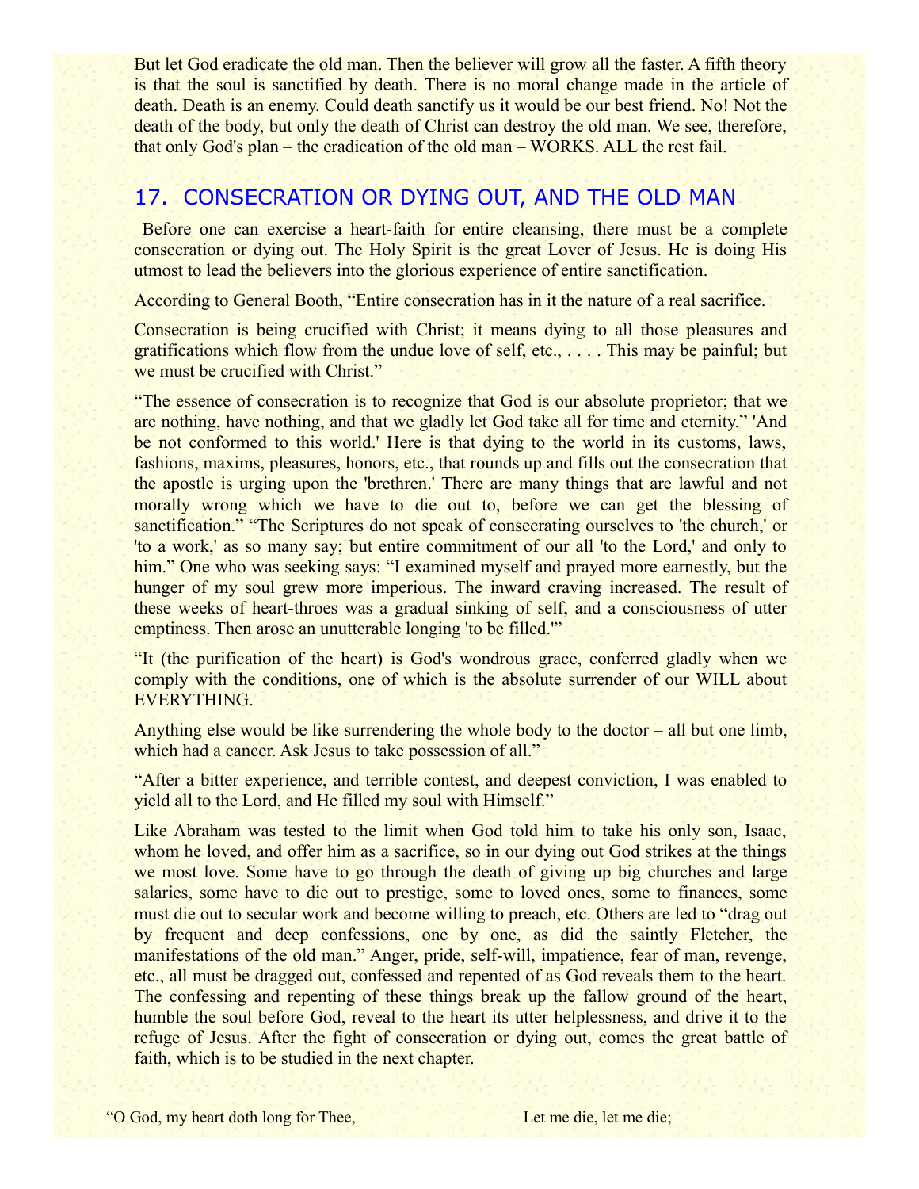But let God eradicate the old man. Then the believer will grow all the faster. A fifth theory is that the soul is sanctified by death. There is no moral change made in the article of death. Death is an enemy. Could death sanctify us it would be our best friend. No! Not the death of the body, but only the death of Christ can destroy the old man. We see, therefore, that only God's plan – the eradication of the old man – WORKS. ALL the rest fail.

## 17. CONSECRATION OR DYING OUT, AND THE OLD MAN

Before one can exercise a heart-faith for entire cleansing, there must be a complete consecration or dying out. The Holy Spirit is the great Lover of Jesus. He is doing His utmost to lead the believers into the glorious experience of entire sanctification.

According to General Booth, "Entire consecration has in it the nature of a real sacrifice.

Consecration is being crucified with Christ; it means dying to all those pleasures and gratifications which flow from the undue love of self, etc., . . . . This may be painful; but we must be crucified with Christ."

"The essence of consecration is to recognize that God is our absolute proprietor; that we are nothing, have nothing, and that we gladly let God take all for time and eternity." 'And be not conformed to this world.' Here is that dying to the world in its customs, laws, fashions, maxims, pleasures, honors, etc., that rounds up and fills out the consecration that the apostle is urging upon the 'brethren.' There are many things that are lawful and not morally wrong which we have to die out to, before we can get the blessing of sanctification." "The Scriptures do not speak of consecrating ourselves to 'the church,' or 'to a work,' as so many say; but entire commitment of our all 'to the Lord,' and only to him." One who was seeking says: "I examined myself and prayed more earnestly, but the hunger of my soul grew more imperious. The inward craving increased. The result of these weeks of heart-throes was a gradual sinking of self, and a consciousness of utter emptiness. Then arose an unutterable longing 'to be filled.'"

"It (the purification of the heart) is God's wondrous grace, conferred gladly when we comply with the conditions, one of which is the absolute surrender of our WILL about EVERYTHING.

Anything else would be like surrendering the whole body to the doctor – all but one limb, which had a cancer. Ask Jesus to take possession of all."

"After a bitter experience, and terrible contest, and deepest conviction, I was enabled to yield all to the Lord, and He filled my soul with Himself."

Like Abraham was tested to the limit when God told him to take his only son, Isaac, whom he loved, and offer him as a sacrifice, so in our dying out God strikes at the things we most love. Some have to go through the death of giving up big churches and large salaries, some have to die out to prestige, some to loved ones, some to finances, some must die out to secular work and become willing to preach, etc. Others are led to "drag out by frequent and deep confessions, one by one, as did the saintly Fletcher, the manifestations of the old man." Anger, pride, self-will, impatience, fear of man, revenge, etc., all must be dragged out, confessed and repented of as God reveals them to the heart. The confessing and repenting of these things break up the fallow ground of the heart, humble the soul before God, reveal to the heart its utter helplessness, and drive it to the refuge of Jesus. After the fight of consecration or dying out, comes the great battle of faith, which is to be studied in the next chapter.

"O God, my heart doth long for Thee,
Let me die, let me die;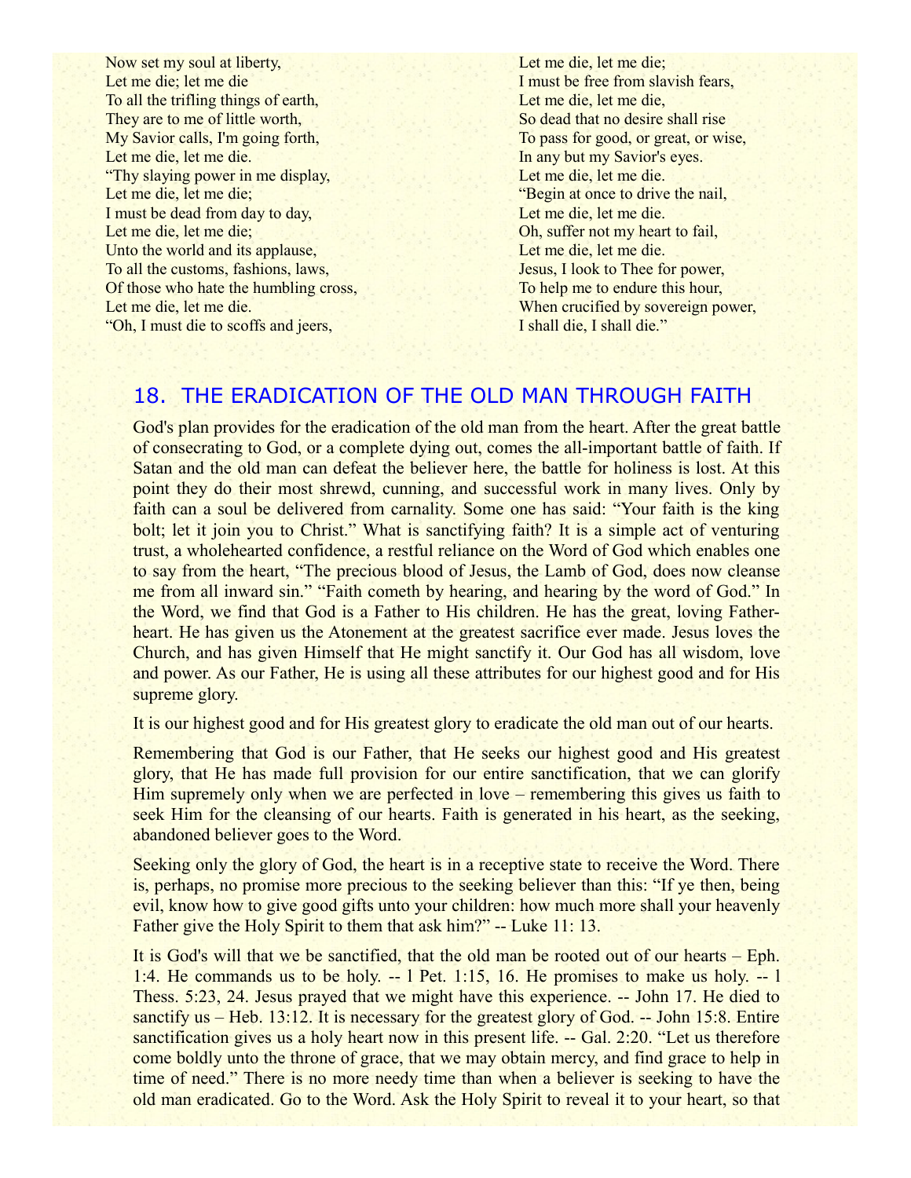Now set my soul at liberty,
Let me die; let me die
To all the trifling things of earth,
They are to me of little worth,
My Savior calls, I'm going forth,
Let me die, let me die.
"Thy slaying power in me display,
Let me die, let me die;
I must be dead from day to day,
Let me die, let me die;
Unto the world and its applause,
To all the customs, fashions, laws,
Of those who hate the humbling cross,
Let me die, let me die.
"Oh, I must die to scoffs and jeers,
Let me die, let me die;
I must be free from slavish fears,
Let me die, let me die,
So dead that no desire shall rise
To pass for good, or great, or wise,
In any but my Savior's eyes.
Let me die, let me die.
"Begin at once to drive the nail,
Let me die, let me die.
Oh, suffer not my heart to fail,
Let me die, let me die.
Jesus, I look to Thee for power,
To help me to endure this hour,
When crucified by sovereign power,
I shall die, I shall die."

## 18. THE ERADICATION OF THE OLD MAN THROUGH FAITH

God's plan provides for the eradication of the old man from the heart. After the great battle of consecrating to God, or a complete dying out, comes the all-important battle of faith. If Satan and the old man can defeat the believer here, the battle for holiness is lost. At this point they do their most shrewd, cunning, and successful work in many lives. Only by faith can a soul be delivered from carnality. Some one has said: "Your faith is the king bolt; let it join you to Christ." What is sanctifying faith? It is a simple act of venturing trust, a wholehearted confidence, a restful reliance on the Word of God which enables one to say from the heart, "The precious blood of Jesus, the Lamb of God, does now cleanse me from all inward sin." "Faith cometh by hearing, and hearing by the word of God." In the Word, we find that God is a Father to His children. He has the great, loving Father-heart. He has given us the Atonement at the greatest sacrifice ever made. Jesus loves the Church, and has given Himself that He might sanctify it. Our God has all wisdom, love and power. As our Father, He is using all these attributes for our highest good and for His supreme glory.

It is our highest good and for His greatest glory to eradicate the old man out of our hearts.

Remembering that God is our Father, that He seeks our highest good and His greatest glory, that He has made full provision for our entire sanctification, that we can glorify Him supremely only when we are perfected in love – remembering this gives us faith to seek Him for the cleansing of our hearts. Faith is generated in his heart, as the seeking, abandoned believer goes to the Word.

Seeking only the glory of God, the heart is in a receptive state to receive the Word. There is, perhaps, no promise more precious to the seeking believer than this: "If ye then, being evil, know how to give good gifts unto your children: how much more shall your heavenly Father give the Holy Spirit to them that ask him?" -- Luke 11: 13.

It is God's will that we be sanctified, that the old man be rooted out of our hearts – Eph. 1:4. He commands us to be holy. -- 1 Pet. 1:15, 16. He promises to make us holy. -- 1 Thess. 5:23, 24. Jesus prayed that we might have this experience. -- John 17. He died to sanctify us – Heb. 13:12. It is necessary for the greatest glory of God. -- John 15:8. Entire sanctification gives us a holy heart now in this present life. -- Gal. 2:20. "Let us therefore come boldly unto the throne of grace, that we may obtain mercy, and find grace to help in time of need." There is no more needy time than when a believer is seeking to have the old man eradicated. Go to the Word. Ask the Holy Spirit to reveal it to your heart, so that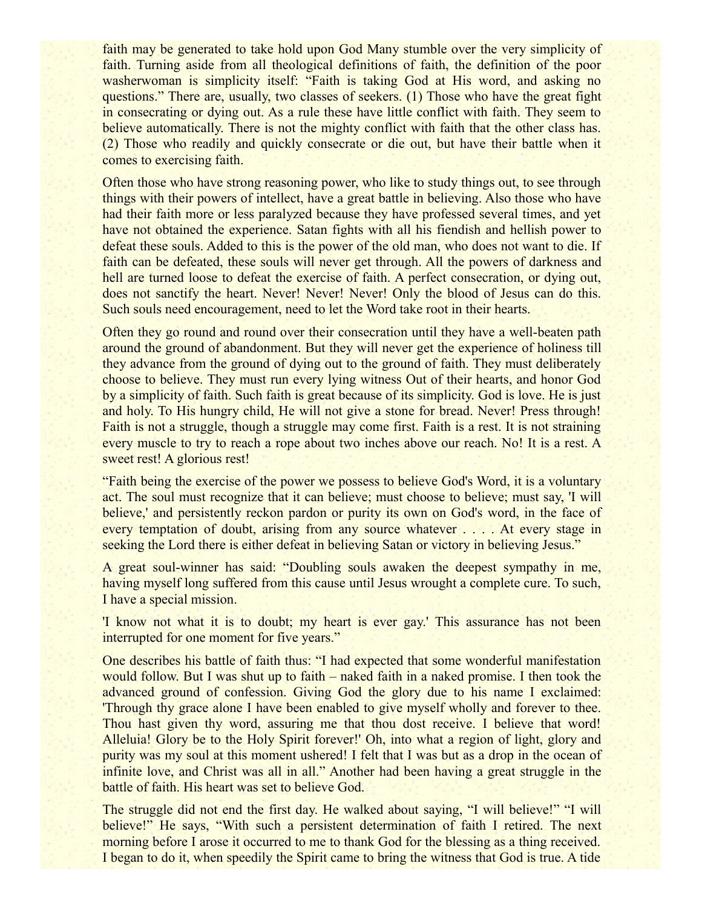faith may be generated to take hold upon God Many stumble over the very simplicity of faith. Turning aside from all theological definitions of faith, the definition of the poor washerwoman is simplicity itself: "Faith is taking God at His word, and asking no questions." There are, usually, two classes of seekers. (1) Those who have the great fight in consecrating or dying out. As a rule these have little conflict with faith. They seem to believe automatically. There is not the mighty conflict with faith that the other class has. (2) Those who readily and quickly consecrate or die out, but have their battle when it comes to exercising faith.

Often those who have strong reasoning power, who like to study things out, to see through things with their powers of intellect, have a great battle in believing. Also those who have had their faith more or less paralyzed because they have professed several times, and yet have not obtained the experience. Satan fights with all his fiendish and hellish power to defeat these souls. Added to this is the power of the old man, who does not want to die. If faith can be defeated, these souls will never get through. All the powers of darkness and hell are turned loose to defeat the exercise of faith. A perfect consecration, or dying out, does not sanctify the heart. Never! Never! Never! Only the blood of Jesus can do this. Such souls need encouragement, need to let the Word take root in their hearts.

Often they go round and round over their consecration until they have a well-beaten path around the ground of abandonment. But they will never get the experience of holiness till they advance from the ground of dying out to the ground of faith. They must deliberately choose to believe. They must run every lying witness Out of their hearts, and honor God by a simplicity of faith. Such faith is great because of its simplicity. God is love. He is just and holy. To His hungry child, He will not give a stone for bread. Never! Press through! Faith is not a struggle, though a struggle may come first. Faith is a rest. It is not straining every muscle to try to reach a rope about two inches above our reach. No! It is a rest. A sweet rest! A glorious rest!

"Faith being the exercise of the power we possess to believe God's Word, it is a voluntary act. The soul must recognize that it can believe; must choose to believe; must say, 'I will believe,' and persistently reckon pardon or purity its own on God's word, in the face of every temptation of doubt, arising from any source whatever . . . . At every stage in seeking the Lord there is either defeat in believing Satan or victory in believing Jesus."

A great soul-winner has said: "Doubling souls awaken the deepest sympathy in me, having myself long suffered from this cause until Jesus wrought a complete cure. To such, I have a special mission.

'I know not what it is to doubt; my heart is ever gay.' This assurance has not been interrupted for one moment for five years."

One describes his battle of faith thus: "I had expected that some wonderful manifestation would follow. But I was shut up to faith – naked faith in a naked promise. I then took the advanced ground of confession. Giving God the glory due to his name I exclaimed: 'Through thy grace alone I have been enabled to give myself wholly and forever to thee. Thou hast given thy word, assuring me that thou dost receive. I believe that word! Alleluia! Glory be to the Holy Spirit forever!' Oh, into what a region of light, glory and purity was my soul at this moment ushered! I felt that I was but as a drop in the ocean of infinite love, and Christ was all in all." Another had been having a great struggle in the battle of faith. His heart was set to believe God.

The struggle did not end the first day. He walked about saying, "I will believe!" "I will believe!" He says, "With such a persistent determination of faith I retired. The next morning before I arose it occurred to me to thank God for the blessing as a thing received. I began to do it, when speedily the Spirit came to bring the witness that God is true. A tide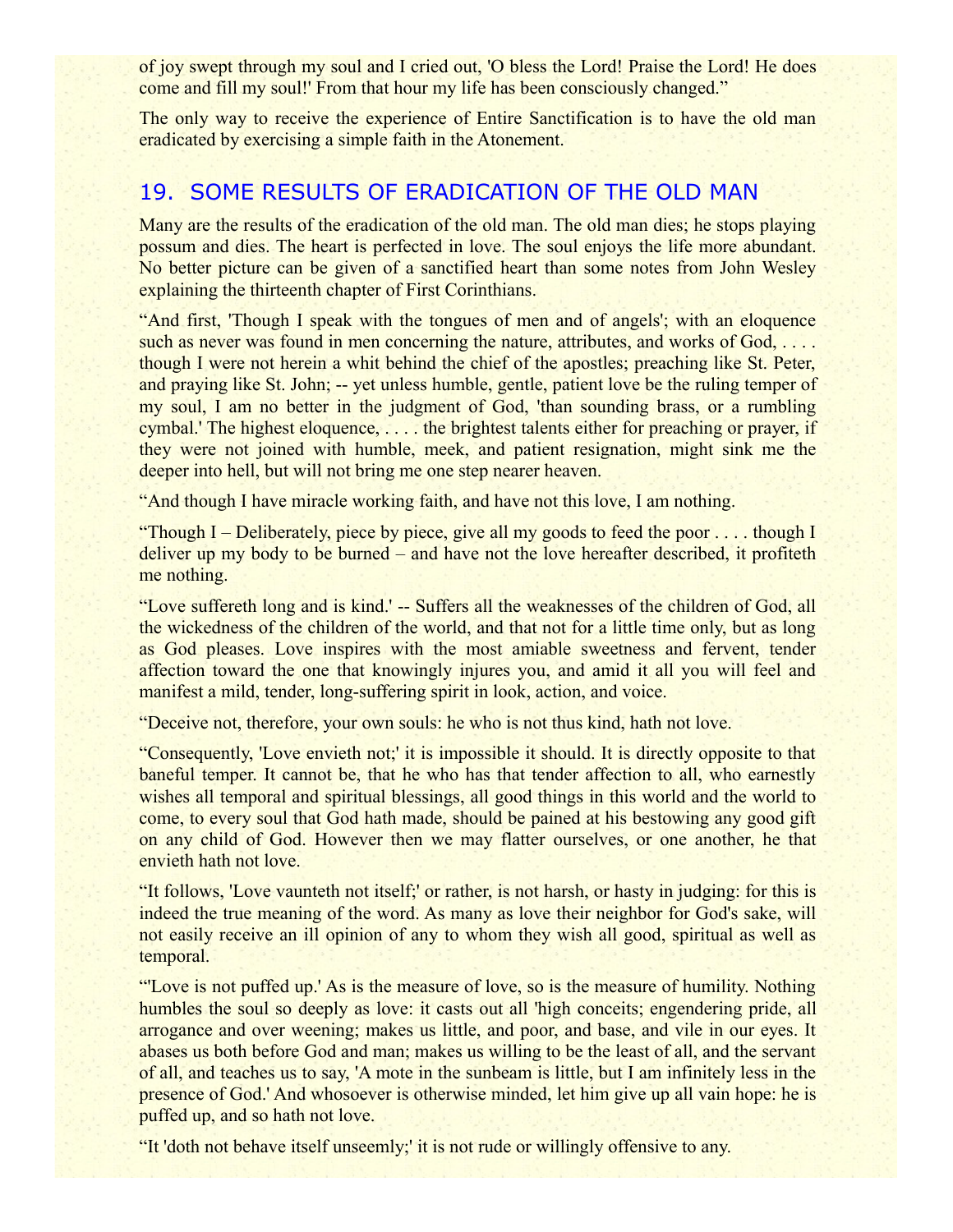of joy swept through my soul and I cried out, 'O bless the Lord! Praise the Lord! He does come and fill my soul!' From that hour my life has been consciously changed."

The only way to receive the experience of Entire Sanctification is to have the old man eradicated by exercising a simple faith in the Atonement.

## 19. SOME RESULTS OF ERADICATION OF THE OLD MAN

Many are the results of the eradication of the old man. The old man dies; he stops playing possum and dies. The heart is perfected in love. The soul enjoys the life more abundant. No better picture can be given of a sanctified heart than some notes from John Wesley explaining the thirteenth chapter of First Corinthians.

"And first, 'Though I speak with the tongues of men and of angels'; with an eloquence such as never was found in men concerning the nature, attributes, and works of God, . . . . though I were not herein a whit behind the chief of the apostles; preaching like St. Peter, and praying like St. John; -- yet unless humble, gentle, patient love be the ruling temper of my soul, I am no better in the judgment of God, 'than sounding brass, or a rumbling cymbal.' The highest eloquence, . . . . the brightest talents either for preaching or prayer, if they were not joined with humble, meek, and patient resignation, might sink me the deeper into hell, but will not bring me one step nearer heaven.

"And though I have miracle working faith, and have not this love, I am nothing.

"Though I – Deliberately, piece by piece, give all my goods to feed the poor . . . . though I deliver up my body to be burned – and have not the love hereafter described, it profiteth me nothing.

"Love suffereth long and is kind.' -- Suffers all the weaknesses of the children of God, all the wickedness of the children of the world, and that not for a little time only, but as long as God pleases. Love inspires with the most amiable sweetness and fervent, tender affection toward the one that knowingly injures you, and amid it all you will feel and manifest a mild, tender, long-suffering spirit in look, action, and voice.

"Deceive not, therefore, your own souls: he who is not thus kind, hath not love.

"Consequently, 'Love envieth not;' it is impossible it should. It is directly opposite to that baneful temper. It cannot be, that he who has that tender affection to all, who earnestly wishes all temporal and spiritual blessings, all good things in this world and the world to come, to every soul that God hath made, should be pained at his bestowing any good gift on any child of God. However then we may flatter ourselves, or one another, he that envieth hath not love.

"It follows, 'Love vaunteth not itself;' or rather, is not harsh, or hasty in judging: for this is indeed the true meaning of the word. As many as love their neighbor for God's sake, will not easily receive an ill opinion of any to whom they wish all good, spiritual as well as temporal.

"'Love is not puffed up.' As is the measure of love, so is the measure of humility. Nothing humbles the soul so deeply as love: it casts out all 'high conceits; engendering pride, all arrogance and over weening; makes us little, and poor, and base, and vile in our eyes. It abases us both before God and man; makes us willing to be the least of all, and the servant of all, and teaches us to say, 'A mote in the sunbeam is little, but I am infinitely less in the presence of God.' And whosoever is otherwise minded, let him give up all vain hope: he is puffed up, and so hath not love.

"It 'doth not behave itself unseemly;' it is not rude or willingly offensive to any.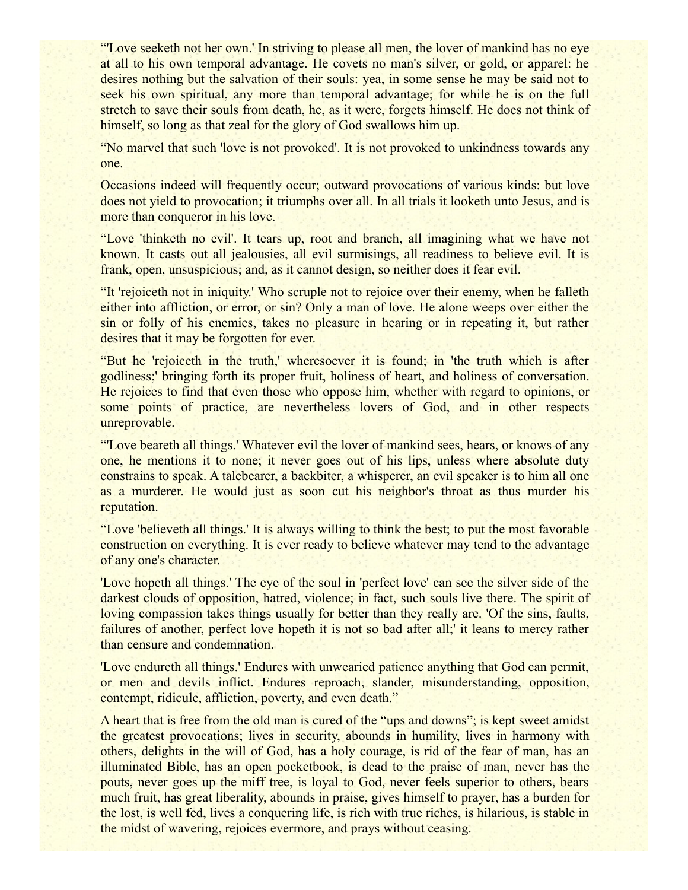“'Love seeketh not her own.' In striving to please all men, the lover of mankind has no eye at all to his own temporal advantage. He covets no man's silver, or gold, or apparel: he desires nothing but the salvation of their souls: yea, in some sense he may be said not to seek his own spiritual, any more than temporal advantage; for while he is on the full stretch to save their souls from death, he, as it were, forgets himself. He does not think of himself, so long as that zeal for the glory of God swallows him up.

“No marvel that such 'love is not provoked'. It is not provoked to unkindness towards any one.

Occasions indeed will frequently occur; outward provocations of various kinds: but love does not yield to provocation; it triumphs over all. In all trials it looketh unto Jesus, and is more than conqueror in his love.

“Love 'thinketh no evil'. It tears up, root and branch, all imagining what we have not known. It casts out all jealousies, all evil surmisings, all readiness to believe evil. It is frank, open, unsuspicious; and, as it cannot design, so neither does it fear evil.

“It 'rejoiceth not in iniquity.' Who scruple not to rejoice over their enemy, when he falleth either into affliction, or error, or sin? Only a man of love. He alone weeps over either the sin or folly of his enemies, takes no pleasure in hearing or in repeating it, but rather desires that it may be forgotten for ever.

“But he 'rejoiceth in the truth,' wheresoever it is found; in 'the truth which is after godliness;' bringing forth its proper fruit, holiness of heart, and holiness of conversation. He rejoices to find that even those who oppose him, whether with regard to opinions, or some points of practice, are nevertheless lovers of God, and in other respects unreprovable.

“'Love beareth all things.' Whatever evil the lover of mankind sees, hears, or knows of any one, he mentions it to none; it never goes out of his lips, unless where absolute duty constrains to speak. A talebearer, a backbiter, a whisperer, an evil speaker is to him all one as a murderer. He would just as soon cut his neighbor's throat as thus murder his reputation.

“Love 'believeth all things.' It is always willing to think the best; to put the most favorable construction on everything. It is ever ready to believe whatever may tend to the advantage of any one's character.

'Love hopeth all things.' The eye of the soul in 'perfect love' can see the silver side of the darkest clouds of opposition, hatred, violence; in fact, such souls live there. The spirit of loving compassion takes things usually for better than they really are. 'Of the sins, faults, failures of another, perfect love hopeth it is not so bad after all;' it leans to mercy rather than censure and condemnation.

'Love endureth all things.' Endures with unwearied patience anything that God can permit, or men and devils inflict. Endures reproach, slander, misunderstanding, opposition, contempt, ridicule, affliction, poverty, and even death.”

A heart that is free from the old man is cured of the “ups and downs”; is kept sweet amidst the greatest provocations; lives in security, abounds in humility, lives in harmony with others, delights in the will of God, has a holy courage, is rid of the fear of man, has an illuminated Bible, has an open pocketbook, is dead to the praise of man, never has the pouts, never goes up the miff tree, is loyal to God, never feels superior to others, bears much fruit, has great liberality, abounds in praise, gives himself to prayer, has a burden for the lost, is well fed, lives a conquering life, is rich with true riches, is hilarious, is stable in the midst of wavering, rejoices evermore, and prays without ceasing.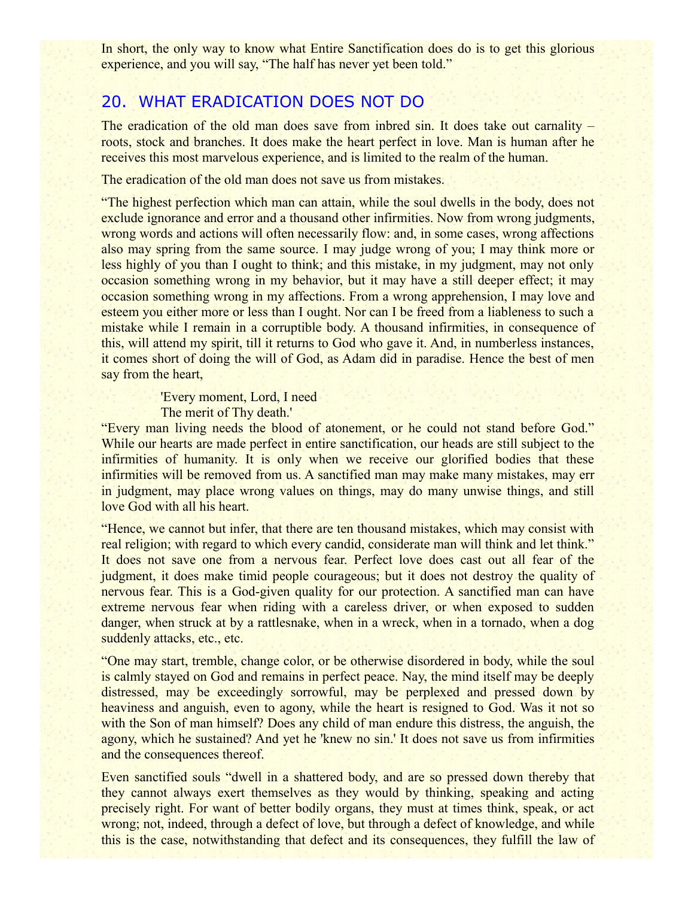In short, the only way to know what Entire Sanctification does do is to get this glorious experience, and you will say, "The half has never yet been told."

## 20. WHAT ERADICATION DOES NOT DO

The eradication of the old man does save from inbred sin. It does take out carnality – roots, stock and branches. It does make the heart perfect in love. Man is human after he receives this most marvelous experience, and is limited to the realm of the human.

The eradication of the old man does not save us from mistakes.

"The highest perfection which man can attain, while the soul dwells in the body, does not exclude ignorance and error and a thousand other infirmities. Now from wrong judgments, wrong words and actions will often necessarily flow: and, in some cases, wrong affections also may spring from the same source. I may judge wrong of you; I may think more or less highly of you than I ought to think; and this mistake, in my judgment, may not only occasion something wrong in my behavior, but it may have a still deeper effect; it may occasion something wrong in my affections. From a wrong apprehension, I may love and esteem you either more or less than I ought. Nor can I be freed from a liableness to such a mistake while I remain in a corruptible body. A thousand infirmities, in consequence of this, will attend my spirit, till it returns to God who gave it. And, in numberless instances, it comes short of doing the will of God, as Adam did in paradise. Hence the best of men say from the heart,

> 'Every moment, Lord, I need
> The merit of Thy death.'

"Every man living needs the blood of atonement, or he could not stand before God." While our hearts are made perfect in entire sanctification, our heads are still subject to the infirmities of humanity. It is only when we receive our glorified bodies that these infirmities will be removed from us. A sanctified man may make many mistakes, may err in judgment, may place wrong values on things, may do many unwise things, and still love God with all his heart.

"Hence, we cannot but infer, that there are ten thousand mistakes, which may consist with real religion; with regard to which every candid, considerate man will think and let think." It does not save one from a nervous fear. Perfect love does cast out all fear of the judgment, it does make timid people courageous; but it does not destroy the quality of nervous fear. This is a God-given quality for our protection. A sanctified man can have extreme nervous fear when riding with a careless driver, or when exposed to sudden danger, when struck at by a rattlesnake, when in a wreck, when in a tornado, when a dog suddenly attacks, etc., etc.

"One may start, tremble, change color, or be otherwise disordered in body, while the soul is calmly stayed on God and remains in perfect peace. Nay, the mind itself may be deeply distressed, may be exceedingly sorrowful, may be perplexed and pressed down by heaviness and anguish, even to agony, while the heart is resigned to God. Was it not so with the Son of man himself? Does any child of man endure this distress, the anguish, the agony, which he sustained? And yet he 'knew no sin.' It does not save us from infirmities and the consequences thereof.

Even sanctified souls "dwell in a shattered body, and are so pressed down thereby that they cannot always exert themselves as they would by thinking, speaking and acting precisely right. For want of better bodily organs, they must at times think, speak, or act wrong; not, indeed, through a defect of love, but through a defect of knowledge, and while this is the case, notwithstanding that defect and its consequences, they fulfill the law of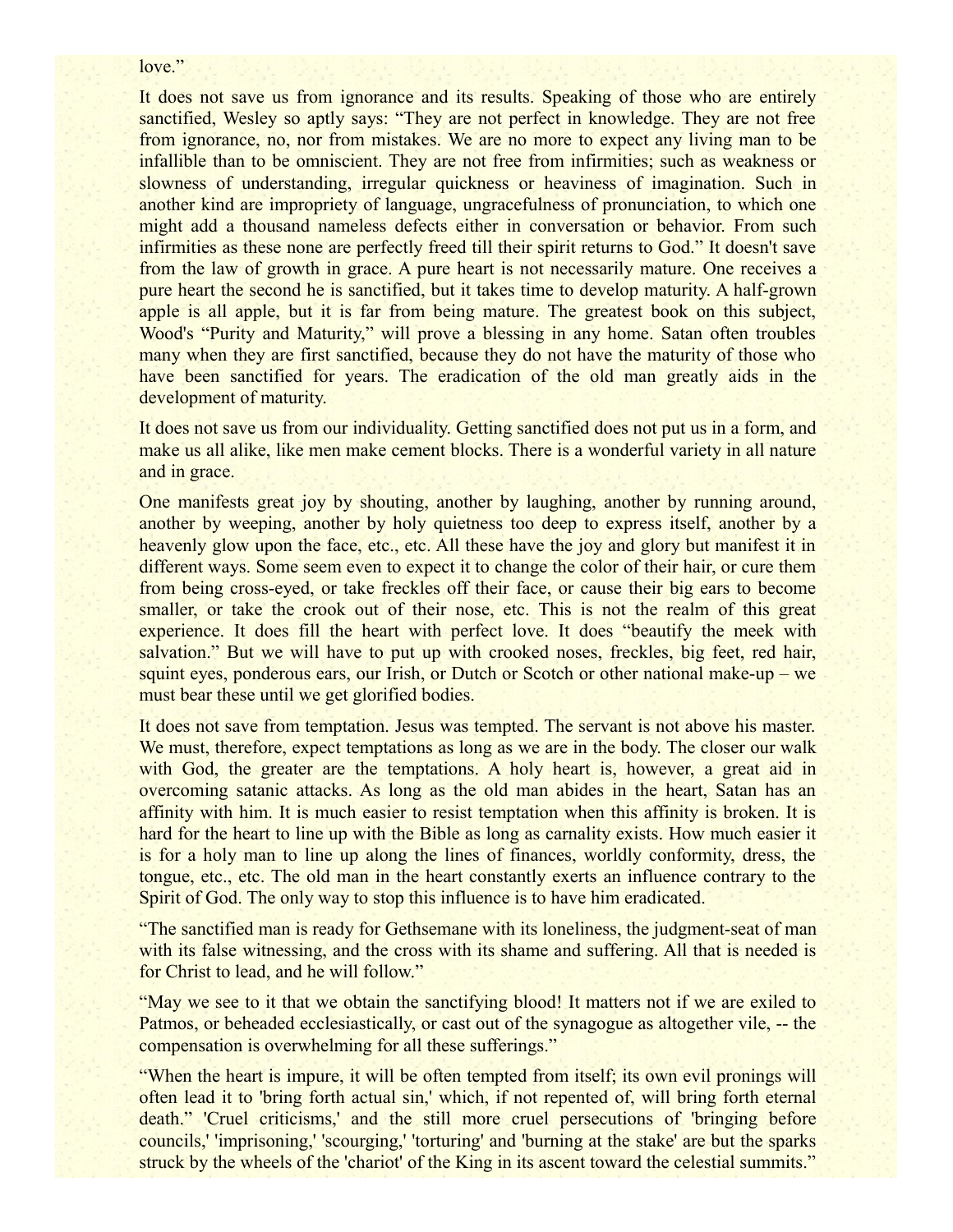love."

It does not save us from ignorance and its results. Speaking of those who are entirely sanctified, Wesley so aptly says: "They are not perfect in knowledge. They are not free from ignorance, no, nor from mistakes. We are no more to expect any living man to be infallible than to be omniscient. They are not free from infirmities; such as weakness or slowness of understanding, irregular quickness or heaviness of imagination. Such in another kind are impropriety of language, ungracefulness of pronunciation, to which one might add a thousand nameless defects either in conversation or behavior. From such infirmities as these none are perfectly freed till their spirit returns to God." It doesn't save from the law of growth in grace. A pure heart is not necessarily mature. One receives a pure heart the second he is sanctified, but it takes time to develop maturity. A half-grown apple is all apple, but it is far from being mature. The greatest book on this subject, Wood's "Purity and Maturity," will prove a blessing in any home. Satan often troubles many when they are first sanctified, because they do not have the maturity of those who have been sanctified for years. The eradication of the old man greatly aids in the development of maturity.

It does not save us from our individuality. Getting sanctified does not put us in a form, and make us all alike, like men make cement blocks. There is a wonderful variety in all nature and in grace.

One manifests great joy by shouting, another by laughing, another by running around, another by weeping, another by holy quietness too deep to express itself, another by a heavenly glow upon the face, etc., etc. All these have the joy and glory but manifest it in different ways. Some seem even to expect it to change the color of their hair, or cure them from being cross-eyed, or take freckles off their face, or cause their big ears to become smaller, or take the crook out of their nose, etc. This is not the realm of this great experience. It does fill the heart with perfect love. It does "beautify the meek with salvation." But we will have to put up with crooked noses, freckles, big feet, red hair, squint eyes, ponderous ears, our Irish, or Dutch or Scotch or other national make-up – we must bear these until we get glorified bodies.

It does not save from temptation. Jesus was tempted. The servant is not above his master. We must, therefore, expect temptations as long as we are in the body. The closer our walk with God, the greater are the temptations. A holy heart is, however, a great aid in overcoming satanic attacks. As long as the old man abides in the heart, Satan has an affinity with him. It is much easier to resist temptation when this affinity is broken. It is hard for the heart to line up with the Bible as long as carnality exists. How much easier it is for a holy man to line up along the lines of finances, worldly conformity, dress, the tongue, etc., etc. The old man in the heart constantly exerts an influence contrary to the Spirit of God. The only way to stop this influence is to have him eradicated.

"The sanctified man is ready for Gethsemane with its loneliness, the judgment-seat of man with its false witnessing, and the cross with its shame and suffering. All that is needed is for Christ to lead, and he will follow."

"May we see to it that we obtain the sanctifying blood! It matters not if we are exiled to Patmos, or beheaded ecclesiastically, or cast out of the synagogue as altogether vile, -- the compensation is overwhelming for all these sufferings."

"When the heart is impure, it will be often tempted from itself; its own evil pronings will often lead it to 'bring forth actual sin,' which, if not repented of, will bring forth eternal death." 'Cruel criticisms,' and the still more cruel persecutions of 'bringing before councils,' 'imprisoning,' 'scourging,' 'torturing' and 'burning at the stake' are but the sparks struck by the wheels of the 'chariot' of the King in its ascent toward the celestial summits."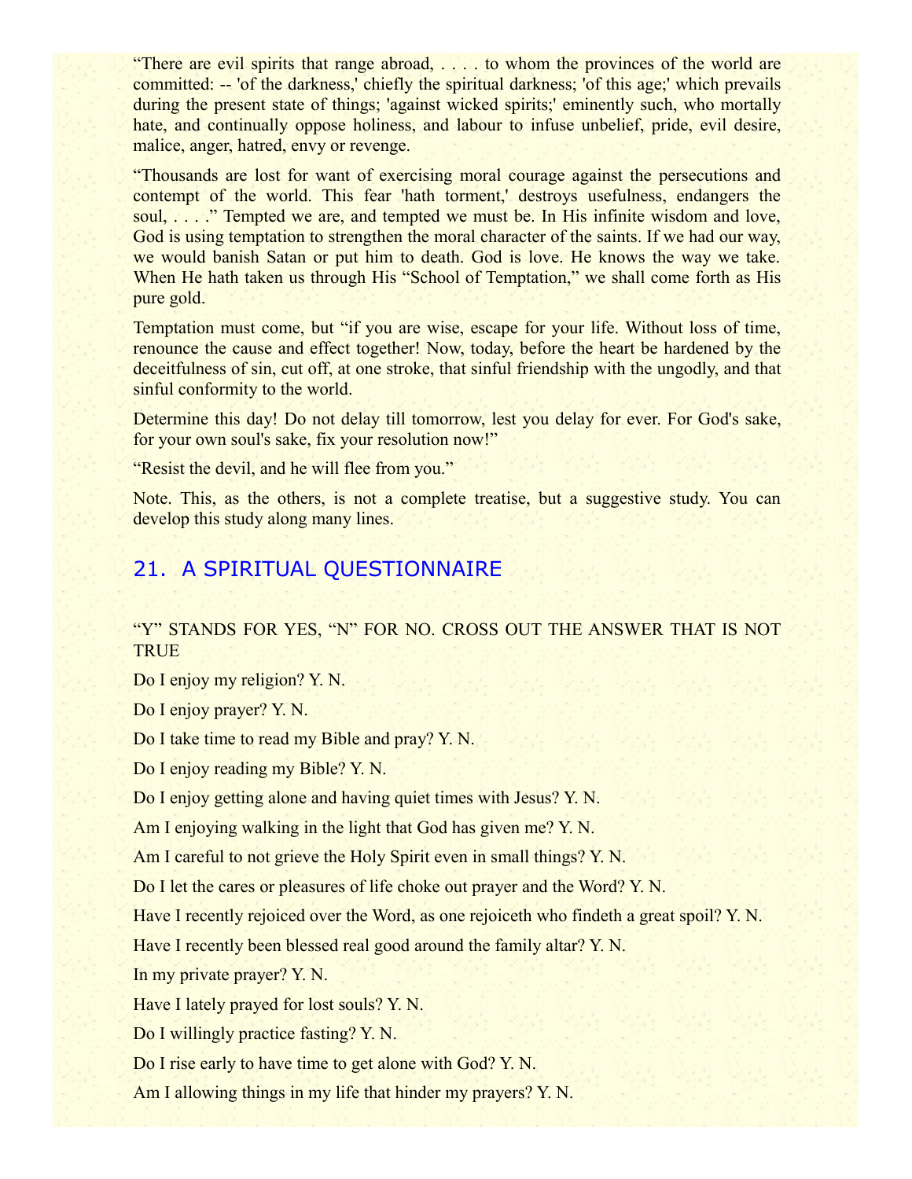"There are evil spirits that range abroad, . . . . to whom the provinces of the world are committed: -- 'of the darkness,' chiefly the spiritual darkness; 'of this age;' which prevails during the present state of things; 'against wicked spirits;' eminently such, who mortally hate, and continually oppose holiness, and labour to infuse unbelief, pride, evil desire, malice, anger, hatred, envy or revenge.

"Thousands are lost for want of exercising moral courage against the persecutions and contempt of the world. This fear 'hath torment,' destroys usefulness, endangers the soul, . . . ." Tempted we are, and tempted we must be. In His infinite wisdom and love, God is using temptation to strengthen the moral character of the saints. If we had our way, we would banish Satan or put him to death. God is love. He knows the way we take. When He hath taken us through His "School of Temptation," we shall come forth as His pure gold.

Temptation must come, but "if you are wise, escape for your life. Without loss of time, renounce the cause and effect together! Now, today, before the heart be hardened by the deceitfulness of sin, cut off, at one stroke, that sinful friendship with the ungodly, and that sinful conformity to the world.

Determine this day! Do not delay till tomorrow, lest you delay for ever. For God's sake, for your own soul's sake, fix your resolution now!"

"Resist the devil, and he will flee from you."

Note. This, as the others, is not a complete treatise, but a suggestive study. You can develop this study along many lines.

## 21. A SPIRITUAL QUESTIONNAIRE

"Y" STANDS FOR YES, "N" FOR NO. CROSS OUT THE ANSWER THAT IS NOT TRUE

Do I enjoy my religion? Y. N.

Do I enjoy prayer? Y. N.

Do I take time to read my Bible and pray? Y. N.

Do I enjoy reading my Bible? Y. N.

Do I enjoy getting alone and having quiet times with Jesus? Y. N.

Am I enjoying walking in the light that God has given me? Y. N.

Am I careful to not grieve the Holy Spirit even in small things? Y. N.

Do I let the cares or pleasures of life choke out prayer and the Word? Y. N.

Have I recently rejoiced over the Word, as one rejoiceth who findeth a great spoil? Y. N.

Have I recently been blessed real good around the family altar? Y. N.

In my private prayer? Y. N.

Have I lately prayed for lost souls? Y. N.

Do I willingly practice fasting? Y. N.

Do I rise early to have time to get alone with God? Y. N.

Am I allowing things in my life that hinder my prayers? Y. N.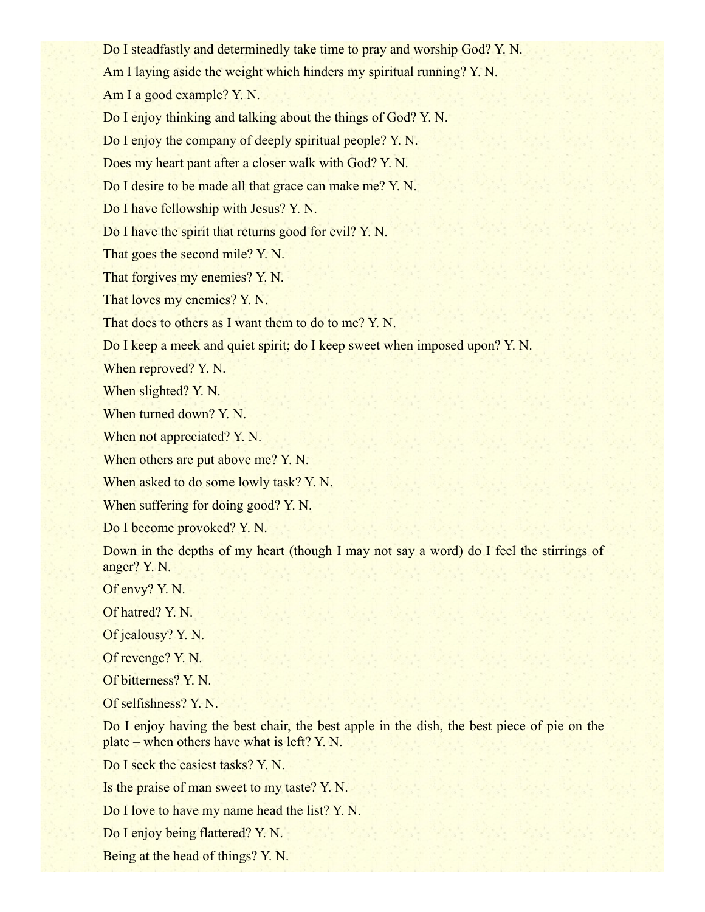Do I steadfastly and determinedly take time to pray and worship God? Y. N.

Am I laying aside the weight which hinders my spiritual running? Y. N.

Am I a good example? Y. N.

Do I enjoy thinking and talking about the things of God? Y. N.

Do I enjoy the company of deeply spiritual people? Y. N.

Does my heart pant after a closer walk with God? Y. N.

Do I desire to be made all that grace can make me? Y. N.

Do I have fellowship with Jesus? Y. N.

Do I have the spirit that returns good for evil? Y. N.

That goes the second mile? Y. N.

That forgives my enemies? Y. N.

That loves my enemies? Y. N.

That does to others as I want them to do to me? Y. N.

Do I keep a meek and quiet spirit; do I keep sweet when imposed upon? Y. N.

When reproved? Y. N.

When slighted? Y. N.

When turned down? Y. N.

When not appreciated? Y. N.

When others are put above me? Y. N.

When asked to do some lowly task? Y. N.

When suffering for doing good? Y. N.

Do I become provoked? Y. N.

Down in the depths of my heart (though I may not say a word) do I feel the stirrings of anger? Y. N.

Of envy? Y. N.

Of hatred? Y. N.

Of jealousy? Y. N.

Of revenge? Y. N.

Of bitterness? Y. N.

Of selfishness? Y. N.

Do I enjoy having the best chair, the best apple in the dish, the best piece of pie on the plate – when others have what is left? Y. N.

Do I seek the easiest tasks? Y. N.

Is the praise of man sweet to my taste? Y. N.

Do I love to have my name head the list? Y. N.

Do I enjoy being flattered? Y. N.

Being at the head of things? Y. N.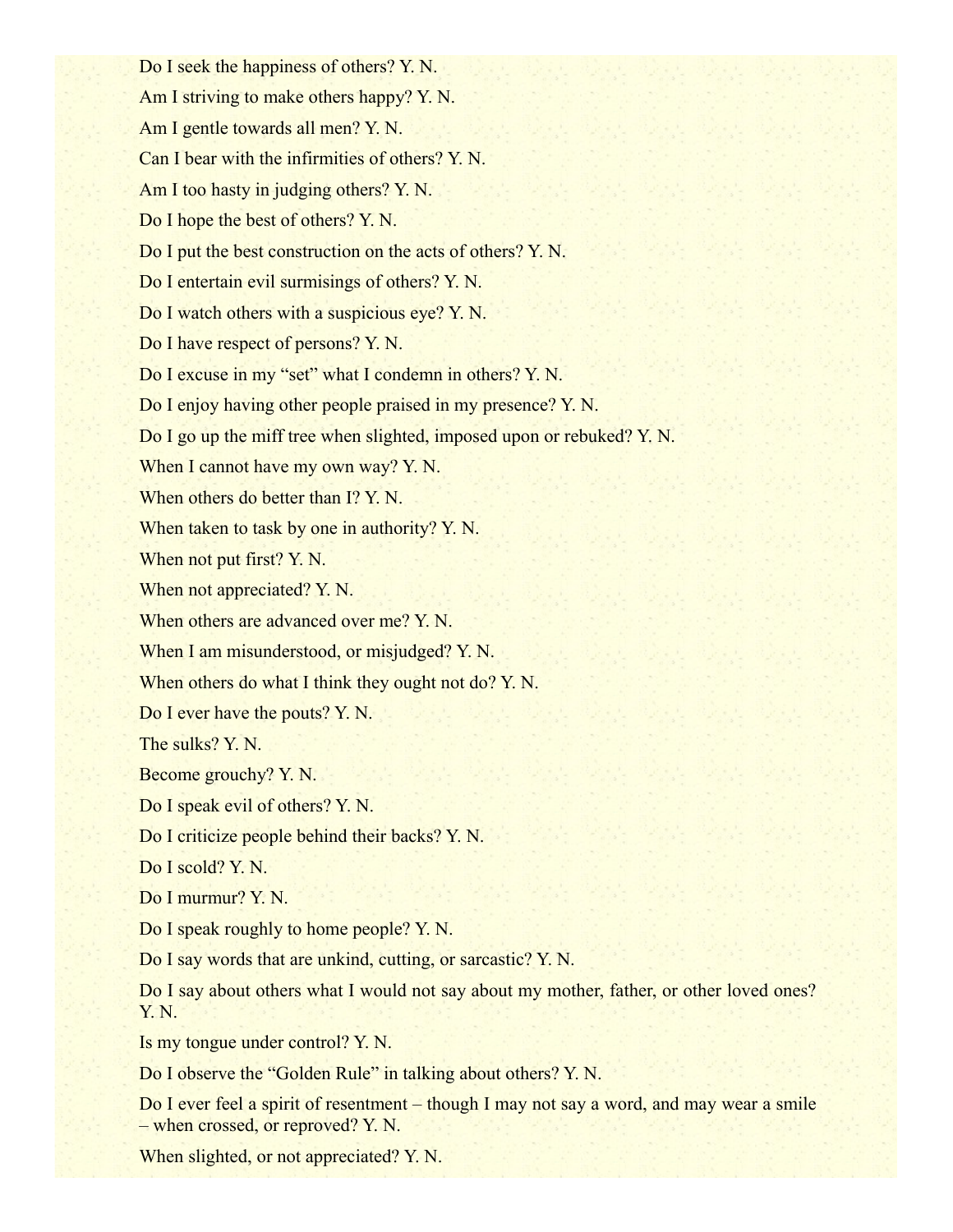Do I seek the happiness of others? Y. N.

Am I striving to make others happy? Y. N.

Am I gentle towards all men? Y. N.

Can I bear with the infirmities of others? Y. N.

Am I too hasty in judging others? Y. N.

Do I hope the best of others? Y. N.

Do I put the best construction on the acts of others? Y. N.

Do I entertain evil surmisings of others? Y. N.

Do I watch others with a suspicious eye? Y. N.

Do I have respect of persons? Y. N.

Do I excuse in my "set" what I condemn in others? Y. N.

Do I enjoy having other people praised in my presence? Y. N.

Do I go up the miff tree when slighted, imposed upon or rebuked? Y. N.

When I cannot have my own way? Y. N.

When others do better than I? Y. N.

When taken to task by one in authority? Y. N.

When not put first? Y. N.

When not appreciated? Y. N.

When others are advanced over me? Y. N.

When I am misunderstood, or misjudged? Y. N.

When others do what I think they ought not do? Y. N.

Do I ever have the pouts? Y. N.

The sulks? Y. N.

Become grouchy? Y. N.

Do I speak evil of others? Y. N.

Do I criticize people behind their backs? Y. N.

Do I scold? Y. N.

Do I murmur? Y. N.

Do I speak roughly to home people? Y. N.

Do I say words that are unkind, cutting, or sarcastic? Y. N.

Do I say about others what I would not say about my mother, father, or other loved ones? Y. N.

Is my tongue under control? Y. N.

Do I observe the "Golden Rule" in talking about others? Y. N.

Do I ever feel a spirit of resentment – though I may not say a word, and may wear a smile – when crossed, or reproved? Y. N.

When slighted, or not appreciated? Y. N.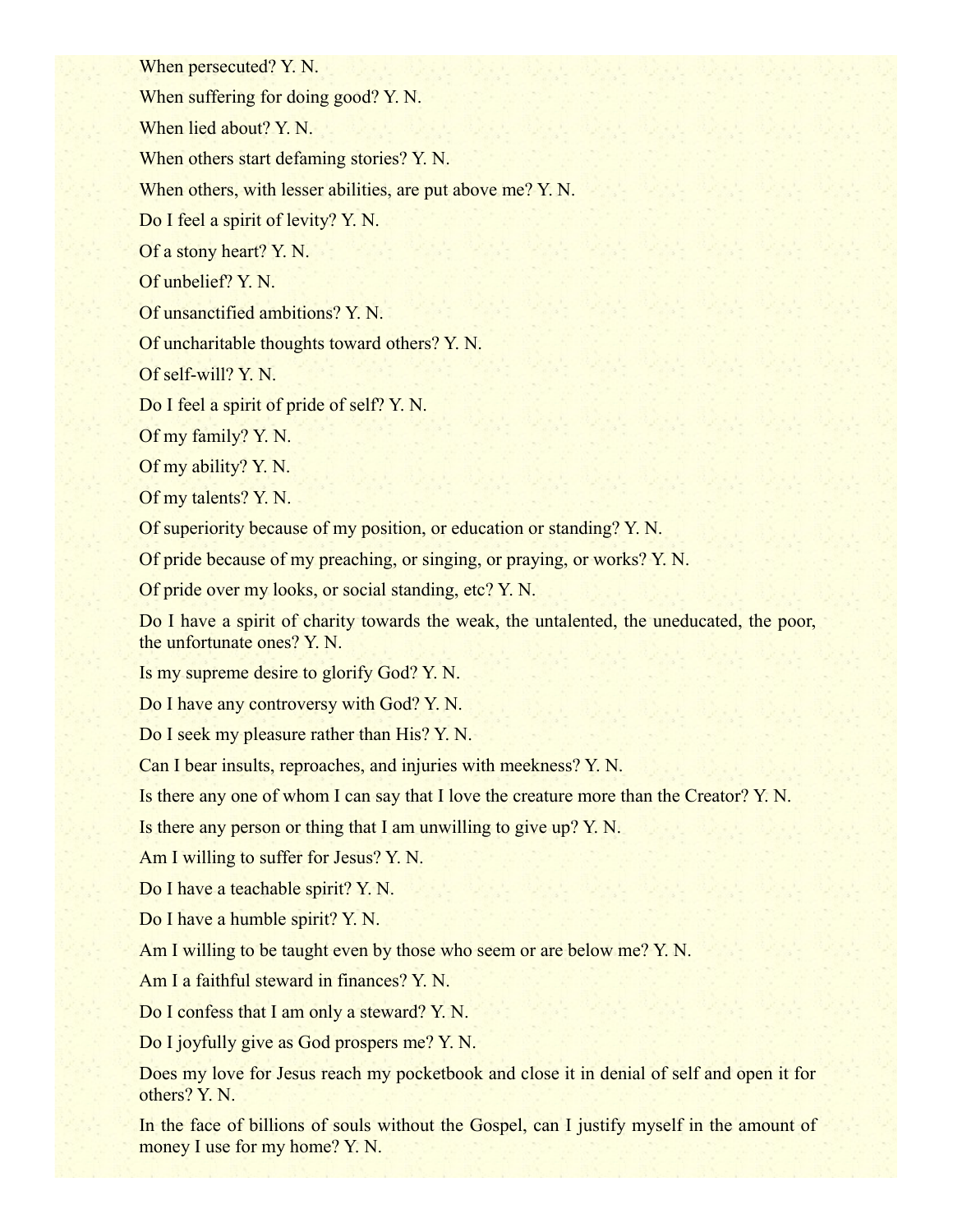When persecuted? Y. N.

When suffering for doing good? Y. N.

When lied about? Y. N.

When others start defaming stories? Y. N.

When others, with lesser abilities, are put above me? Y. N.

Do I feel a spirit of levity? Y. N.

Of a stony heart? Y. N.

Of unbelief? Y. N.

Of unsanctified ambitions? Y. N.

Of uncharitable thoughts toward others? Y. N.

Of self-will? Y. N.

Do I feel a spirit of pride of self? Y. N.

Of my family? Y. N.

Of my ability? Y. N.

Of my talents? Y. N.

Of superiority because of my position, or education or standing? Y. N.

Of pride because of my preaching, or singing, or praying, or works? Y. N.

Of pride over my looks, or social standing, etc? Y. N.

Do I have a spirit of charity towards the weak, the untalented, the uneducated, the poor, the unfortunate ones? Y. N.

Is my supreme desire to glorify God? Y. N.

Do I have any controversy with God? Y. N.

Do I seek my pleasure rather than His? Y. N.

Can I bear insults, reproaches, and injuries with meekness? Y. N.

Is there any one of whom I can say that I love the creature more than the Creator? Y. N.

Is there any person or thing that I am unwilling to give up? Y. N.

Am I willing to suffer for Jesus? Y. N.

Do I have a teachable spirit? Y. N.

Do I have a humble spirit? Y. N.

Am I willing to be taught even by those who seem or are below me? Y. N.

Am I a faithful steward in finances? Y. N.

Do I confess that I am only a steward? Y. N.

Do I joyfully give as God prospers me? Y. N.

Does my love for Jesus reach my pocketbook and close it in denial of self and open it for others? Y. N.

In the face of billions of souls without the Gospel, can I justify myself in the amount of money I use for my home? Y. N.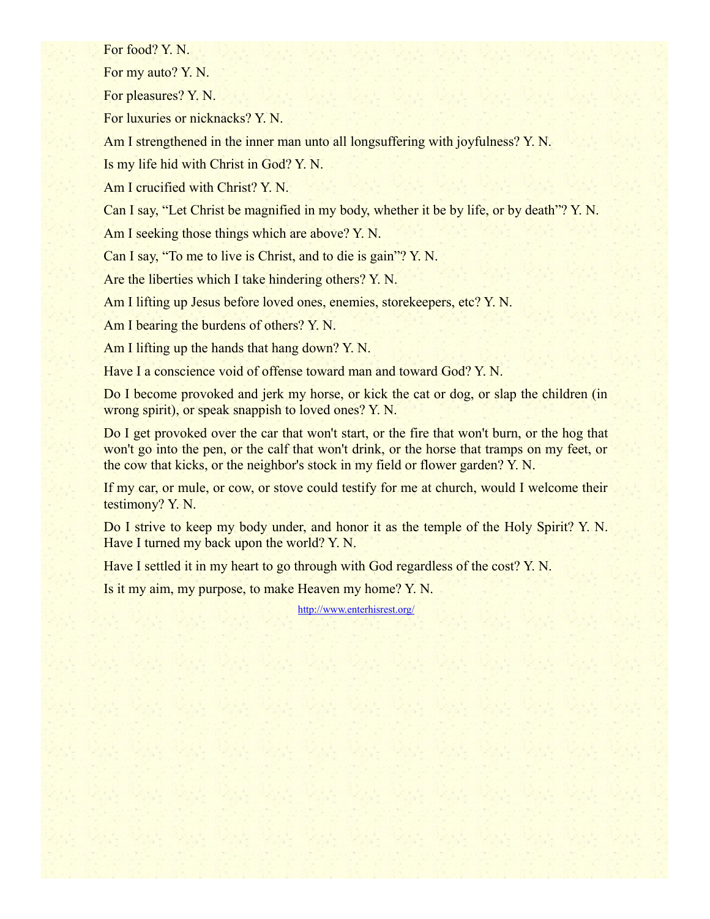For food? Y. N.

For my auto? Y. N.

For pleasures? Y. N.

For luxuries or nicknacks? Y. N.

Am I strengthened in the inner man unto all longsuffering with joyfulness? Y. N.

Is my life hid with Christ in God? Y. N.

Am I crucified with Christ? Y. N.

Can I say, "Let Christ be magnified in my body, whether it be by life, or by death"? Y. N.

Am I seeking those things which are above? Y. N.

Can I say, "To me to live is Christ, and to die is gain"? Y. N.

Are the liberties which I take hindering others? Y. N.

Am I lifting up Jesus before loved ones, enemies, storekeepers, etc? Y. N.

Am I bearing the burdens of others? Y. N.

Am I lifting up the hands that hang down? Y. N.

Have I a conscience void of offense toward man and toward God? Y. N.

Do I become provoked and jerk my horse, or kick the cat or dog, or slap the children (in wrong spirit), or speak snappish to loved ones? Y. N.

Do I get provoked over the car that won't start, or the fire that won't burn, or the hog that won't go into the pen, or the calf that won't drink, or the horse that tramps on my feet, or the cow that kicks, or the neighbor's stock in my field or flower garden? Y. N.

If my car, or mule, or cow, or stove could testify for me at church, would I welcome their testimony? Y. N.

Do I strive to keep my body under, and honor it as the temple of the Holy Spirit? Y. N. Have I turned my back upon the world? Y. N.

Have I settled it in my heart to go through with God regardless of the cost? Y. N.

Is it my aim, my purpose, to make Heaven my home? Y. N.

http://www.enterhisrest.org/